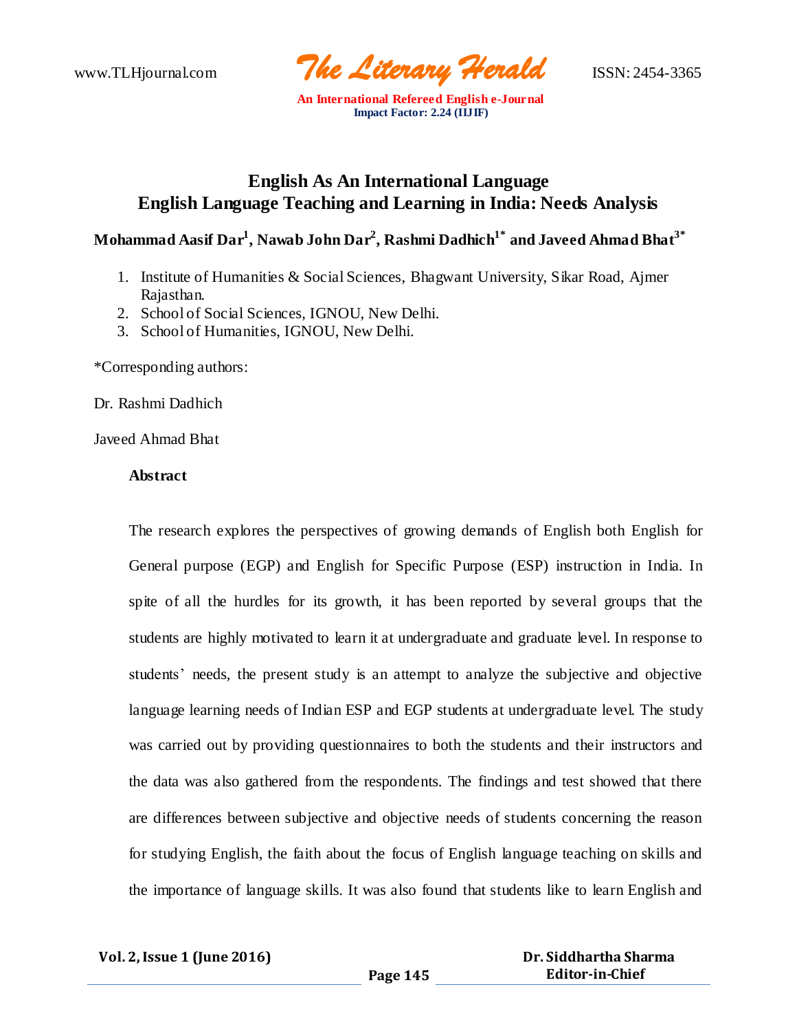# English As An International Language
# English Language Teaching and Learning in India: Needs Analysis

**Mohammad Aasif Dar[1], Nawab John Dar[2], Rashmi Dadhich[1*] and Javeed Ahmad Bhat[3*]**

1. Institute of Humanities & Social Sciences, Bhagwant University, Sikar Road, Ajmer Rajasthan.
2. School of Social Sciences, IGNOU, New Delhi.
3. School of Humanities, IGNOU, New Delhi.

*Corresponding authors:

Dr. Rashmi Dadhich

Javeed Ahmad Bhat

**Abstract**

The research explores the perspectives of growing demands of English both English for General purpose (EGP) and English for Specific Purpose (ESP) instruction in India. In spite of all the hurdles for its growth, it has been reported by several groups that the students are highly motivated to learn it at undergraduate and graduate level. In response to students' needs, the present study is an attempt to analyze the subjective and objective language learning needs of Indian ESP and EGP students at undergraduate level. The study was carried out by providing questionnaires to both the students and their instructors and the data was also gathered from the respondents. The findings and test showed that there are differences between subjective and objective needs of students concerning the reason for studying English, the faith about the focus of English language teaching on skills and the importance of language skills. It was also found that students like to learn English and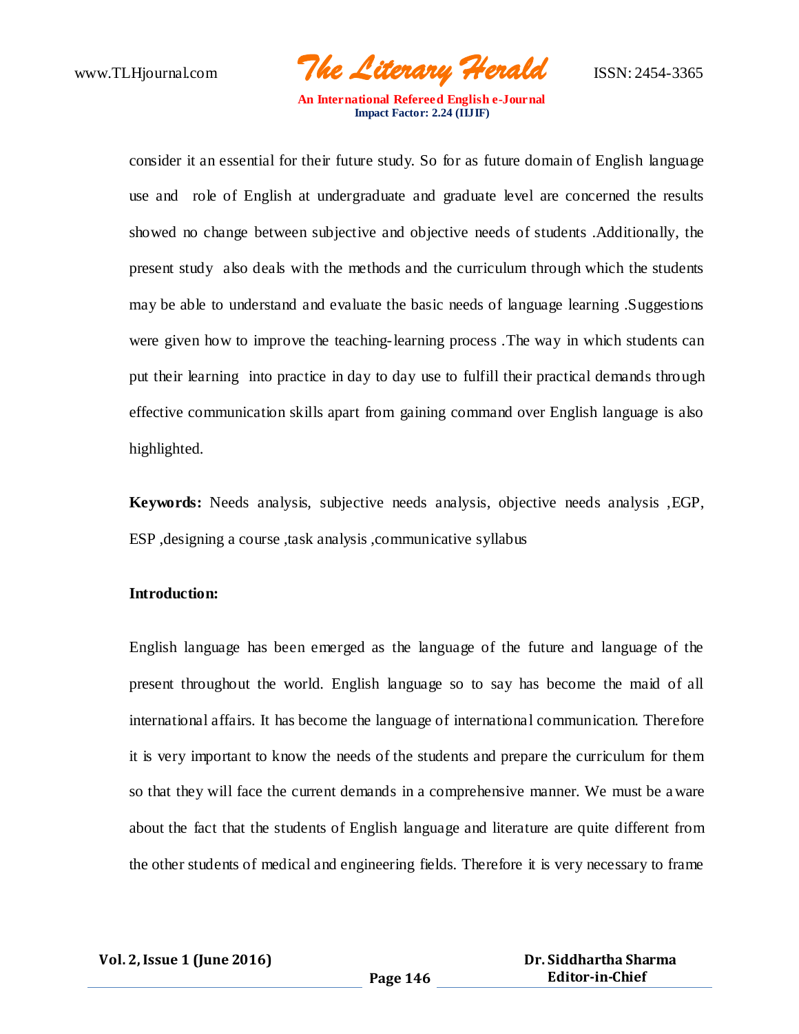consider it an essential for their future study. So for as future domain of English language use and role of English at undergraduate and graduate level are concerned the results showed no change between subjective and objective needs of students .Additionally, the present study also deals with the methods and the curriculum through which the students may be able to understand and evaluate the basic needs of language learning .Suggestions were given how to improve the teaching-learning process .The way in which students can put their learning into practice in day to day use to fulfill their practical demands through effective communication skills apart from gaining command over English language is also highlighted.

**Keywords:** Needs analysis, subjective needs analysis, objective needs analysis ,EGP, ESP ,designing a course ,task analysis ,communicative syllabus

**Introduction:**

English language has been emerged as the language of the future and language of the present throughout the world. English language so to say has become the maid of all international affairs. It has become the language of international communication. Therefore it is very important to know the needs of the students and prepare the curriculum for them so that they will face the current demands in a comprehensive manner. We must be aware about the fact that the students of English language and literature are quite different from the other students of medical and engineering fields. Therefore it is very necessary to frame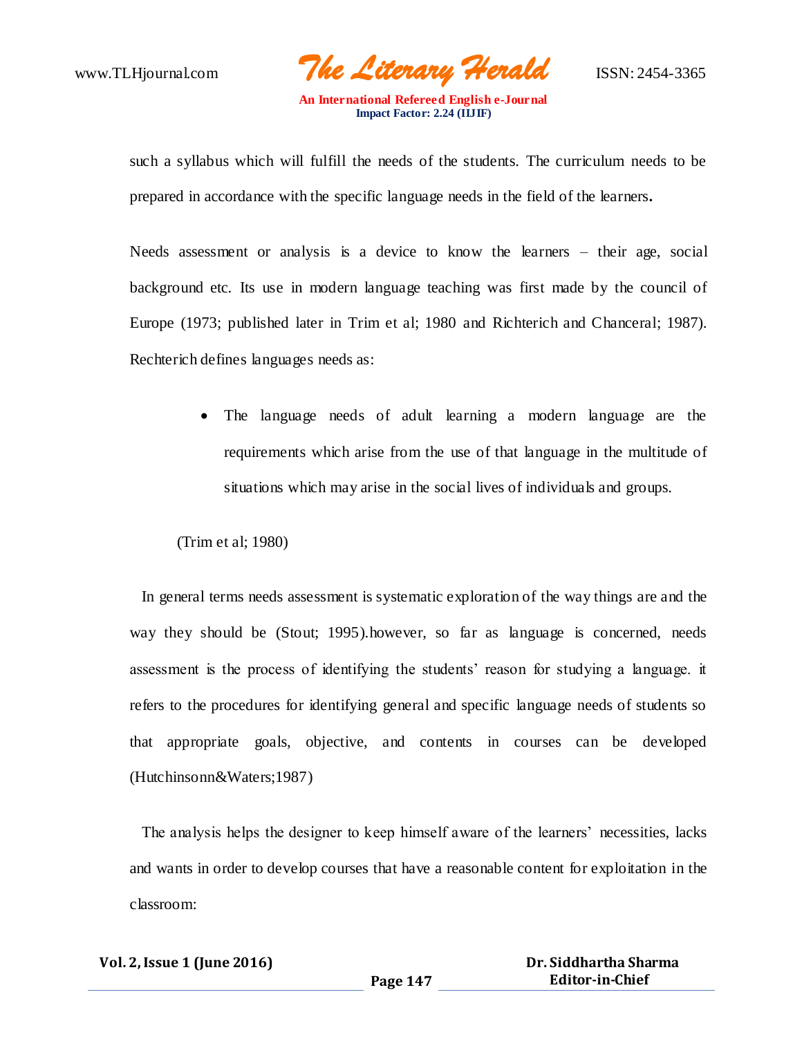such a syllabus which will fulfill the needs of the students. The curriculum needs to be prepared in accordance with the specific language needs in the field of the learners**.**

Needs assessment or analysis is a device to know the learners – their age, social background etc. Its use in modern language teaching was first made by the council of Europe (1973; published later in Trim et al; 1980 and Richterich and Chanceral; 1987). Rechterich defines languages needs as:

- The language needs of adult learning a modern language are the requirements which arise from the use of that language in the multitude of situations which may arise in the social lives of individuals and groups.

(Trim et al; 1980)

In general terms needs assessment is systematic exploration of the way things are and the way they should be (Stout; 1995).however, so far as language is concerned, needs assessment is the process of identifying the students' reason for studying a language. it refers to the procedures for identifying general and specific language needs of students so that appropriate goals, objective, and contents in courses can be developed (Hutchinsonn&Waters;1987)

The analysis helps the designer to keep himself aware of the learners' necessities, lacks and wants in order to develop courses that have a reasonable content for exploitation in the classroom: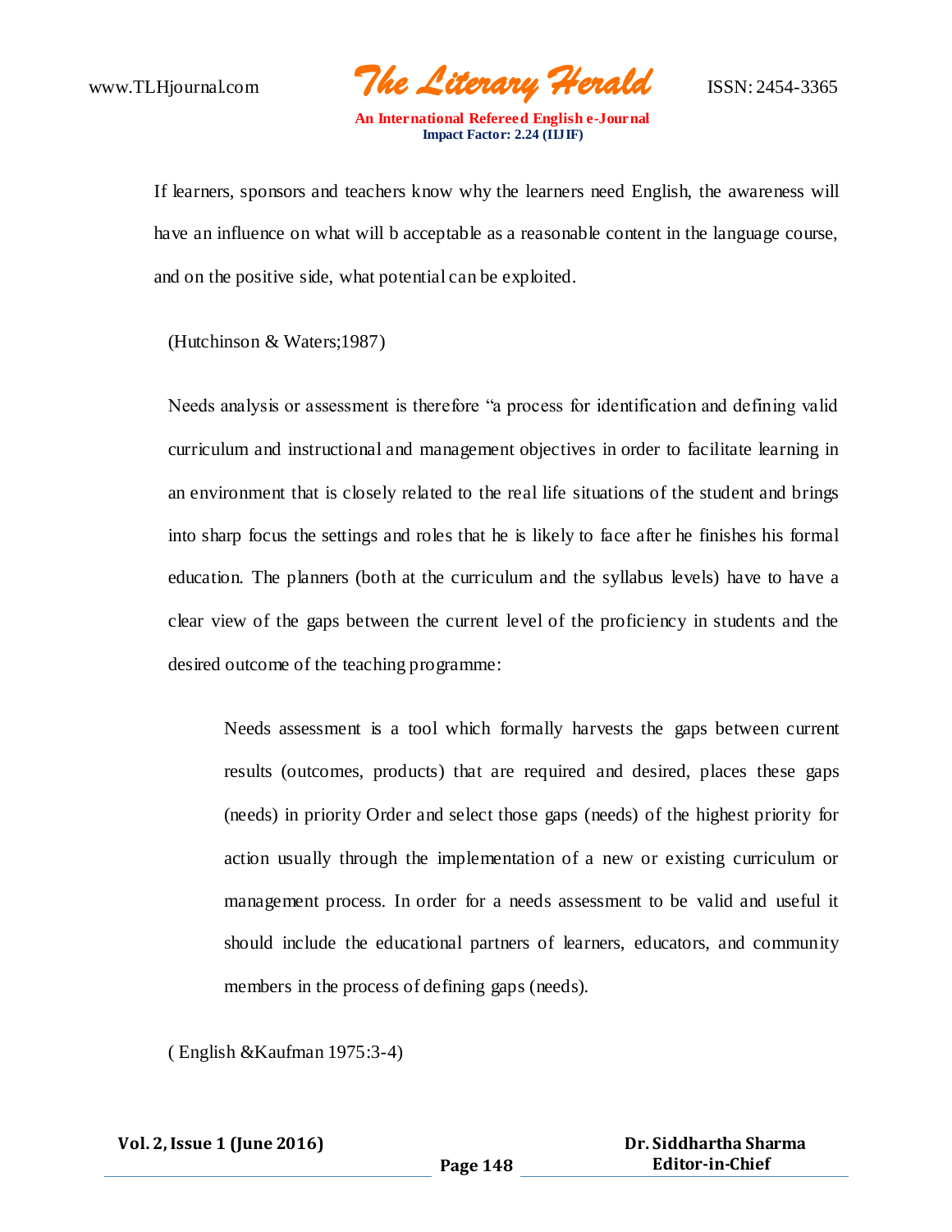If learners, sponsors and teachers know why the learners need English, the awareness will have an influence on what will b acceptable as a reasonable content in the language course, and on the positive side, what potential can be exploited.

(Hutchinson & Waters;1987)

Needs analysis or assessment is therefore "a process for identification and defining valid curriculum and instructional and management objectives in order to facilitate learning in an environment that is closely related to the real life situations of the student and brings into sharp focus the settings and roles that he is likely to face after he finishes his formal education. The planners (both at the curriculum and the syllabus levels) have to have a clear view of the gaps between the current level of the proficiency in students and the desired outcome of the teaching programme:

> Needs assessment is a tool which formally harvests the gaps between current results (outcomes, products) that are required and desired, places these gaps (needs) in priority Order and select those gaps (needs) of the highest priority for action usually through the implementation of a new or existing curriculum or management process. In order for a needs assessment to be valid and useful it should include the educational partners of learners, educators, and community members in the process of defining gaps (needs).

( English &Kaufman 1975:3-4)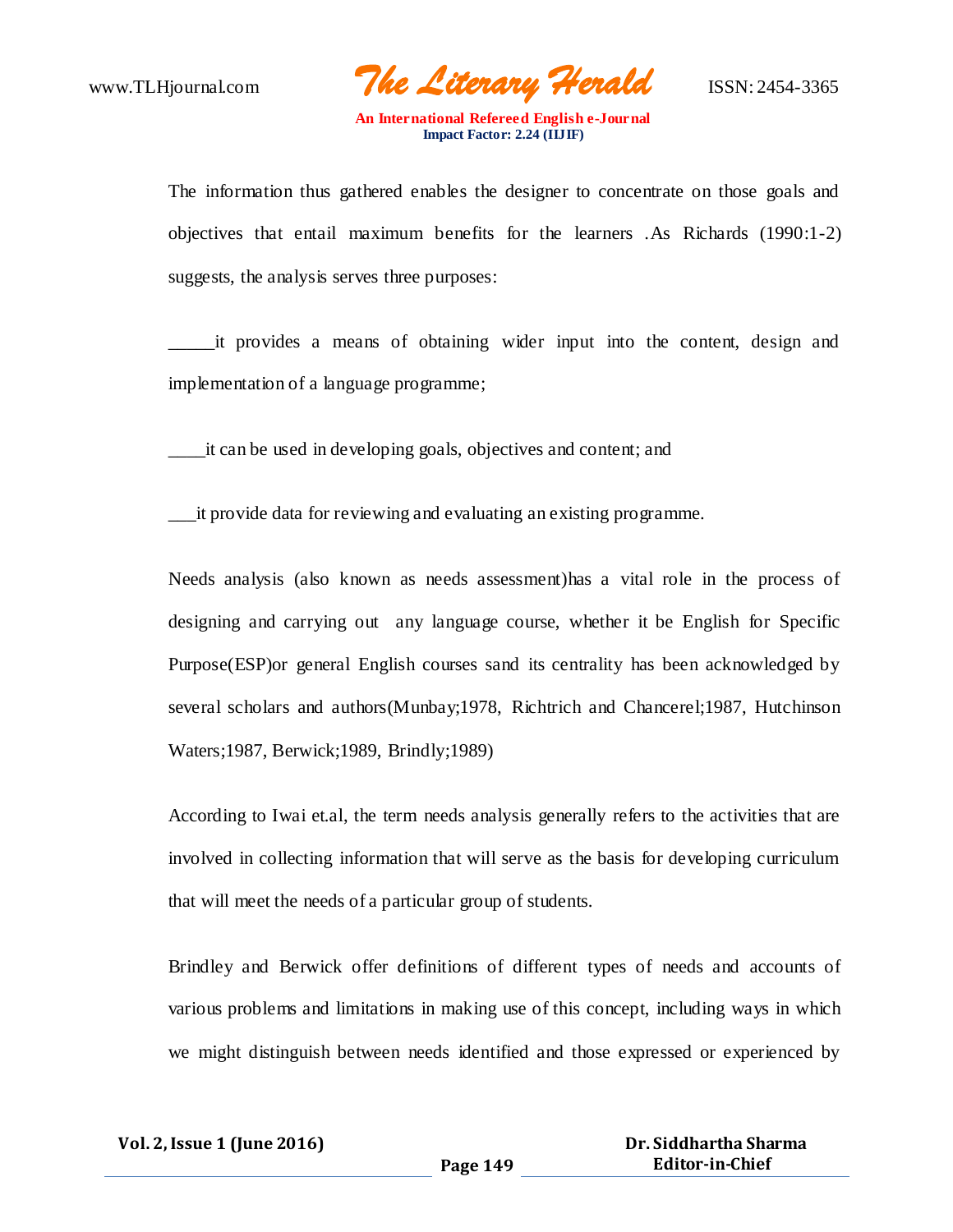The information thus gathered enables the designer to concentrate on those goals and objectives that entail maximum benefits for the learners .As Richards (1990:1-2) suggests, the analysis serves three purposes:

_____it provides a means of obtaining wider input into the content, design and implementation of a language programme;

____it can be used in developing goals, objectives and content; and

___it provide data for reviewing and evaluating an existing programme.

Needs analysis (also known as needs assessment)has a vital role in the process of designing and carrying out any language course, whether it be English for Specific Purpose(ESP)or general English courses sand its centrality has been acknowledged by several scholars and authors(Munbay;1978, Richtrich and Chancerel;1987, Hutchinson Waters;1987, Berwick;1989, Brindly;1989)

According to Iwai et.al, the term needs analysis generally refers to the activities that are involved in collecting information that will serve as the basis for developing curriculum that will meet the needs of a particular group of students.

Brindley and Berwick offer definitions of different types of needs and accounts of various problems and limitations in making use of this concept, including ways in which we might distinguish between needs identified and those expressed or experienced by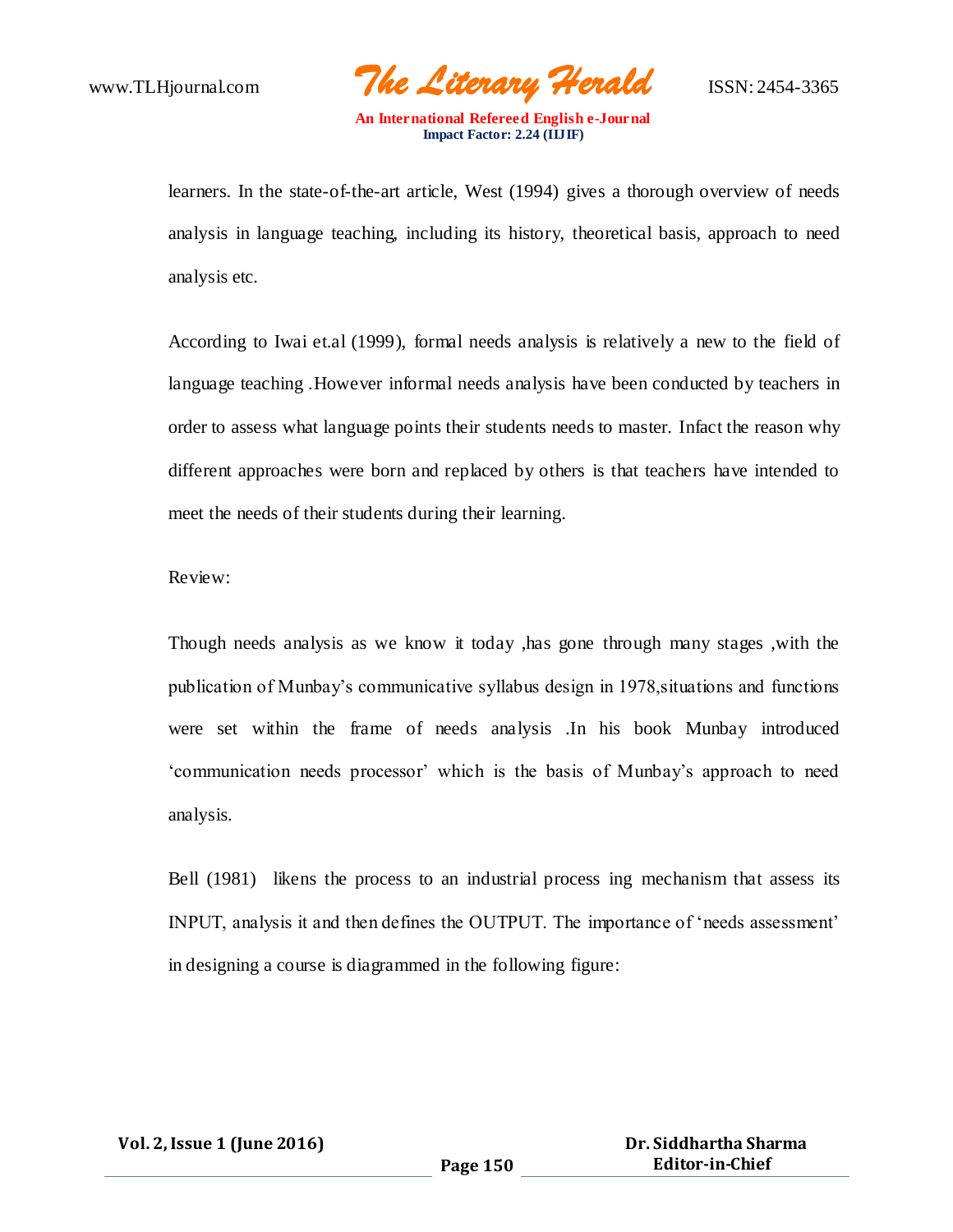learners. In the state-of-the-art article, West (1994) gives a thorough overview of needs analysis in language teaching, including its history, theoretical basis, approach to need analysis etc.

According to Iwai et.al (1999), formal needs analysis is relatively a new to the field of language teaching .However informal needs analysis have been conducted by teachers in order to assess what language points their students needs to master. Infact the reason why different approaches were born and replaced by others is that teachers have intended to meet the needs of their students during their learning.

Review:

Though needs analysis as we know it today ,has gone through many stages ,with the publication of Munbay's communicative syllabus design in 1978,situations and functions were set within the frame of needs analysis .In his book Munbay introduced 'communication needs processor' which is the basis of Munbay's approach to need analysis.

Bell (1981) likens the process to an industrial process ing mechanism that assess its INPUT, analysis it and then defines the OUTPUT. The importance of 'needs assessment' in designing a course is diagrammed in the following figure: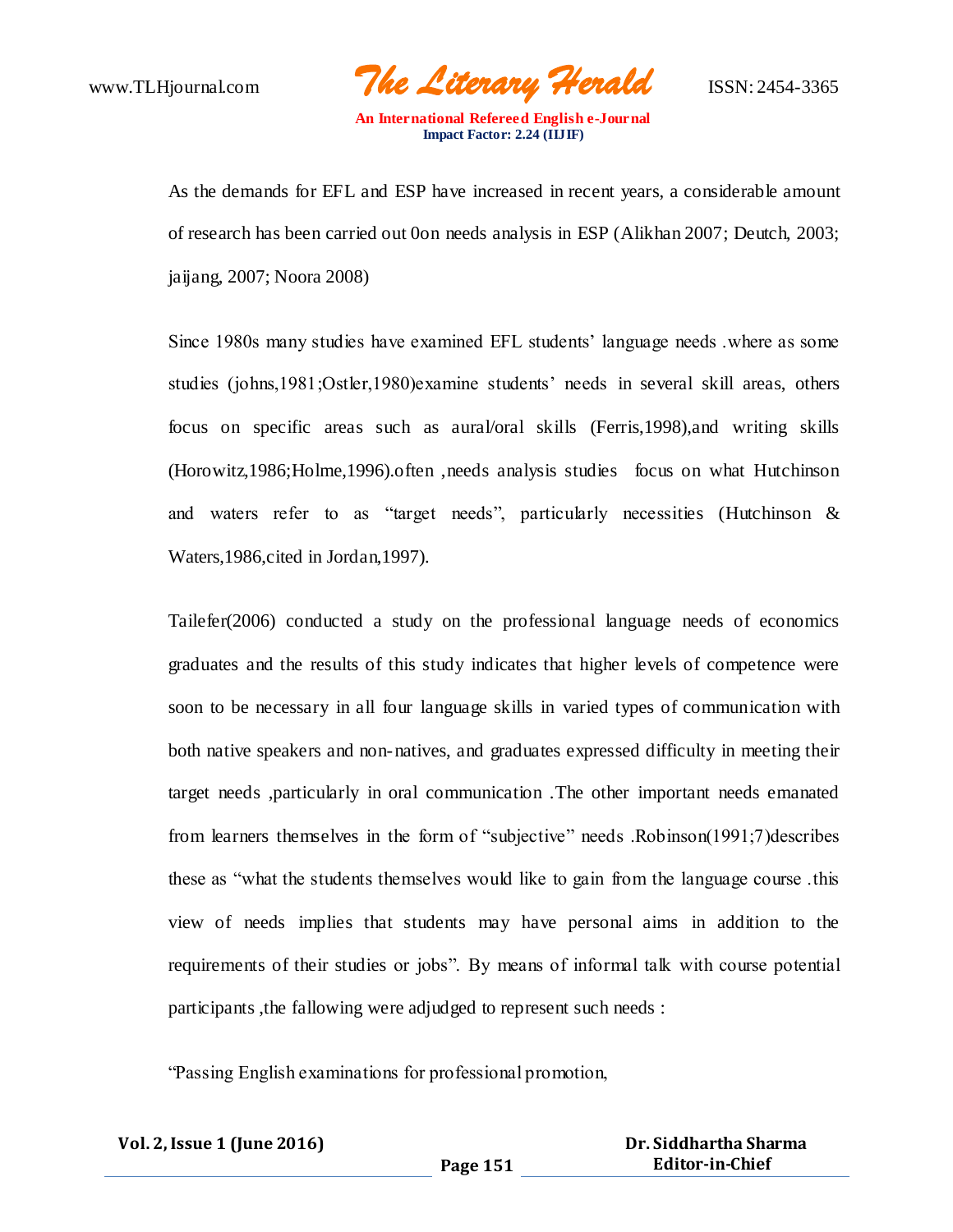As the demands for EFL and ESP have increased in recent years, a considerable amount of research has been carried out 0on needs analysis in ESP (Alikhan 2007; Deutch, 2003; jaijang, 2007; Noora 2008)

Since 1980s many studies have examined EFL students' language needs .where as some studies (johns,1981;Ostler,1980)examine students' needs in several skill areas, others focus on specific areas such as aural/oral skills (Ferris,1998),and writing skills (Horowitz,1986;Holme,1996).often ,needs analysis studies focus on what Hutchinson and waters refer to as "target needs", particularly necessities (Hutchinson & Waters,1986,cited in Jordan,1997).

Tailefer(2006) conducted a study on the professional language needs of economics graduates and the results of this study indicates that higher levels of competence were soon to be necessary in all four language skills in varied types of communication with both native speakers and non-natives, and graduates expressed difficulty in meeting their target needs ,particularly in oral communication .The other important needs emanated from learners themselves in the form of "subjective" needs .Robinson(1991;7)describes these as "what the students themselves would like to gain from the language course .this view of needs implies that students may have personal aims in addition to the requirements of their studies or jobs". By means of informal talk with course potential participants ,the fallowing were adjudged to represent such needs :

"Passing English examinations for professional promotion,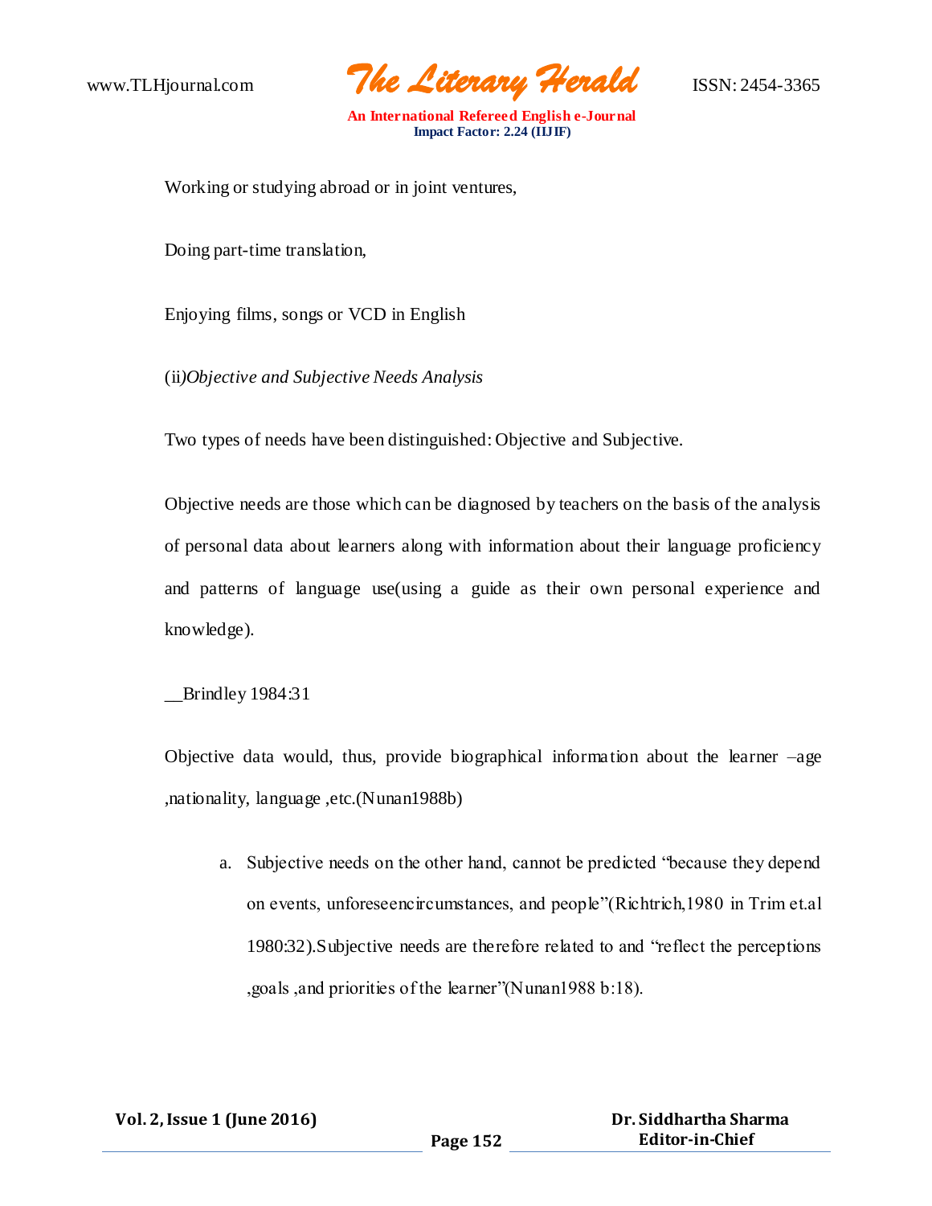Working or studying abroad or in joint ventures,

Doing part-time translation,

Enjoying films, songs or VCD in English

(ii)*Objective and Subjective Needs Analysis*

Two types of needs have been distinguished: Objective and Subjective.

Objective needs are those which can be diagnosed by teachers on the basis of the analysis of personal data about learners along with information about their language proficiency and patterns of language use(using a guide as their own personal experience and knowledge).

__Brindley 1984:31

Objective data would, thus, provide biographical information about the learner –age ,nationality, language ,etc.(Nunan1988b)

a. Subjective needs on the other hand, cannot be predicted "because they depend on events, unforeseencircumstances, and people"(Richtrich,1980 in Trim et.al 1980:32).Subjective needs are therefore related to and "reflect the perceptions ,goals ,and priorities of the learner"(Nunan1988 b:18).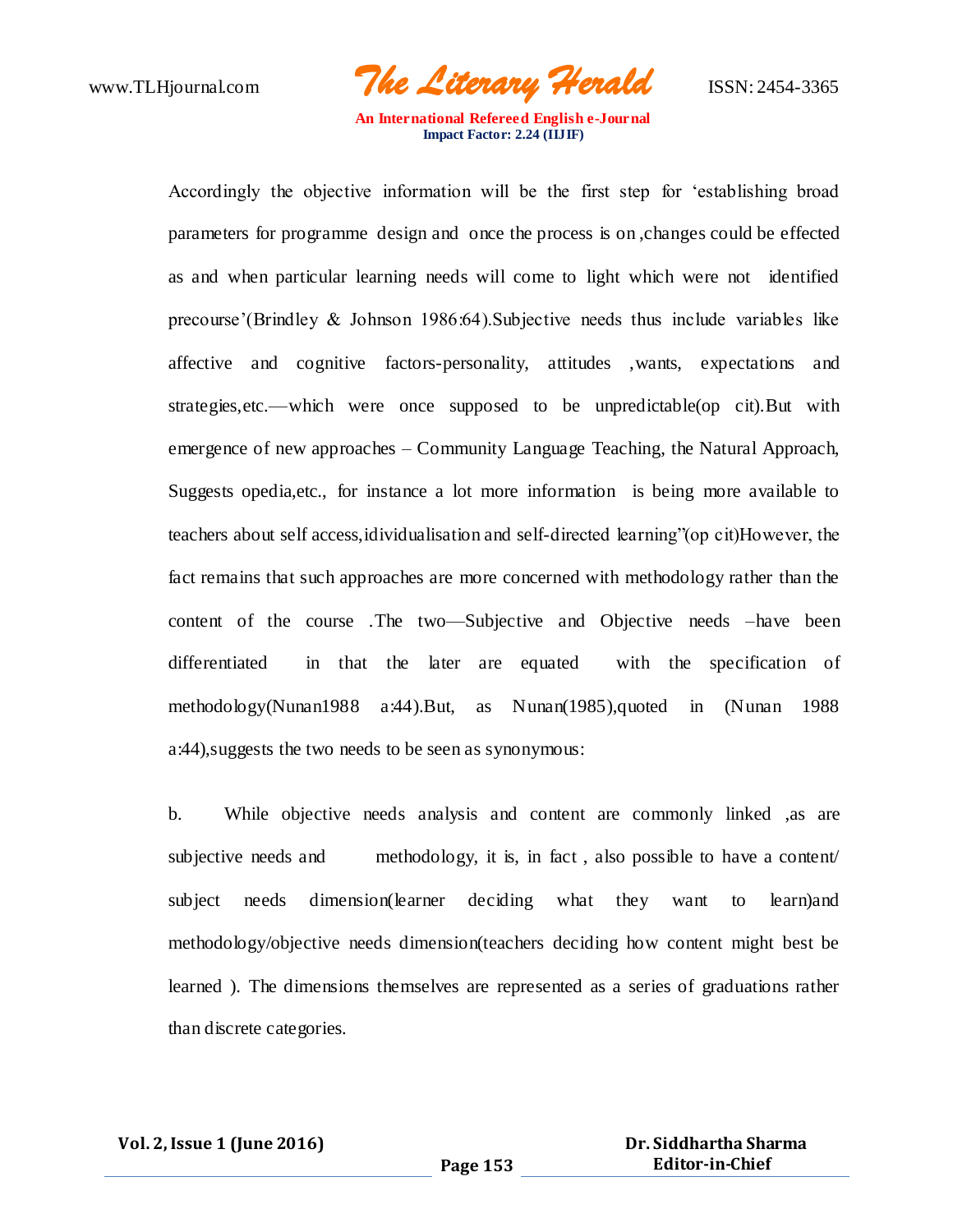Accordingly the objective information will be the first step for 'establishing broad parameters for programme design and once the process is on ,changes could be effected as and when particular learning needs will come to light which were not identified precourse'(Brindley & Johnson 1986:64).Subjective needs thus include variables like affective and cognitive factors-personality, attitudes ,wants, expectations and strategies,etc.—which were once supposed to be unpredictable(op cit).But with emergence of new approaches – Community Language Teaching, the Natural Approach, Suggests opedia,etc., for instance a lot more information is being more available to teachers about self access,idividualisation and self-directed learning"(op cit)However, the fact remains that such approaches are more concerned with methodology rather than the content of the course .The two—Subjective and Objective needs –have been differentiated in that the later are equated with the specification of methodology(Nunan1988 a:44).But, as Nunan(1985),quoted in (Nunan 1988 a:44),suggests the two needs to be seen as synonymous:

b. While objective needs analysis and content are commonly linked ,as are subjective needs and methodology, it is, in fact , also possible to have a content/ subject needs dimension(learner deciding what they want to learn)and methodology/objective needs dimension(teachers deciding how content might best be learned ). The dimensions themselves are represented as a series of graduations rather than discrete categories.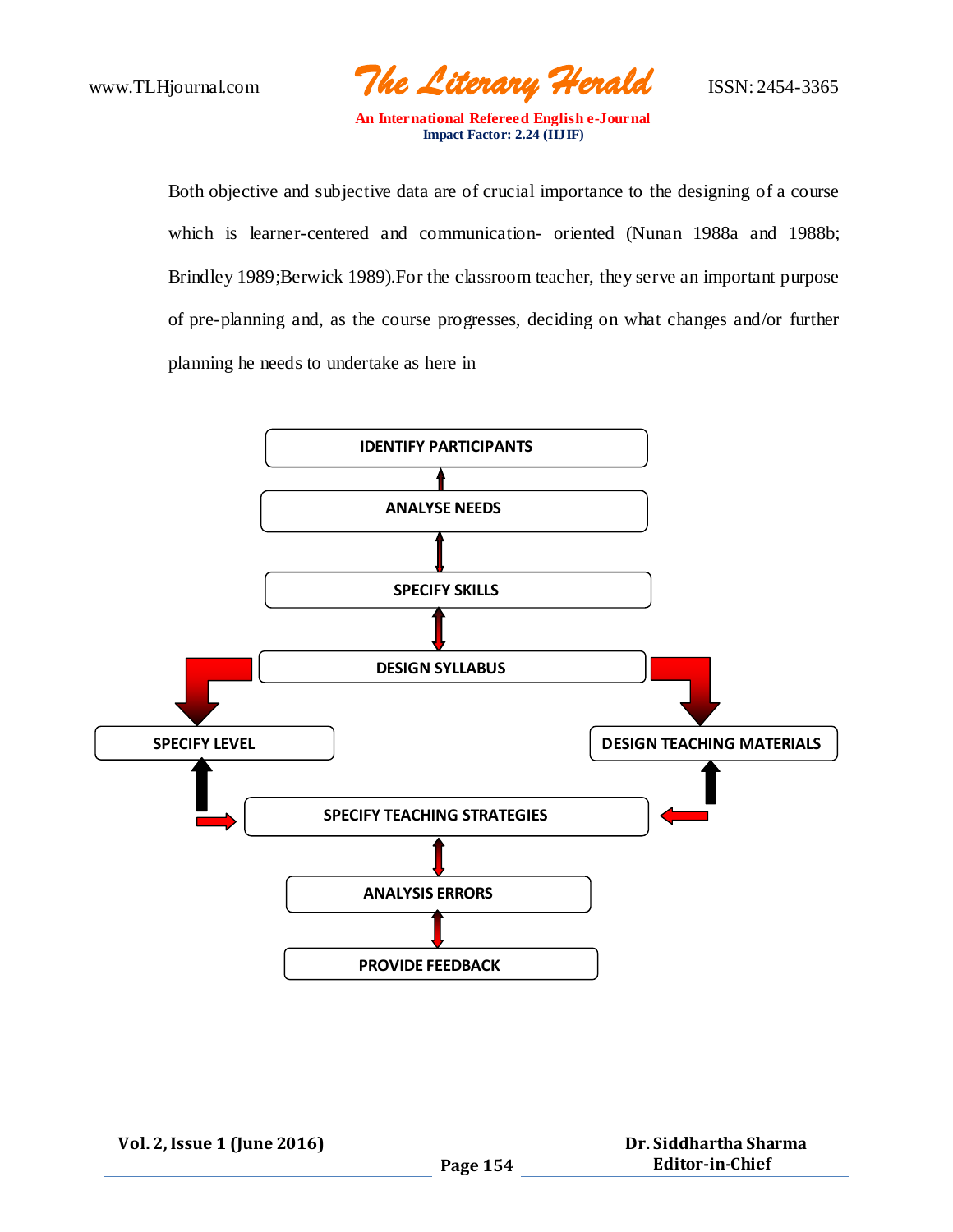Both objective and subjective data are of crucial importance to the designing of a course which is learner-centered and communication- oriented (Nunan 1988a and 1988b; Brindley 1989;Berwick 1989).For the classroom teacher, they serve an important purpose of pre-planning and, as the course progresses, deciding on what changes and/or further planning he needs to undertake as here in

IDENTIFY PARTICIPANTS

ANALYSE NEEDS

SPECIFY SKILLS

DESIGN SYLLABUS

SPECIFY LEVEL

DESIGN TEACHING MATERIALS

SPECIFY TEACHING STRATEGIES

ANALYSIS ERRORS

PROVIDE FEEDBACK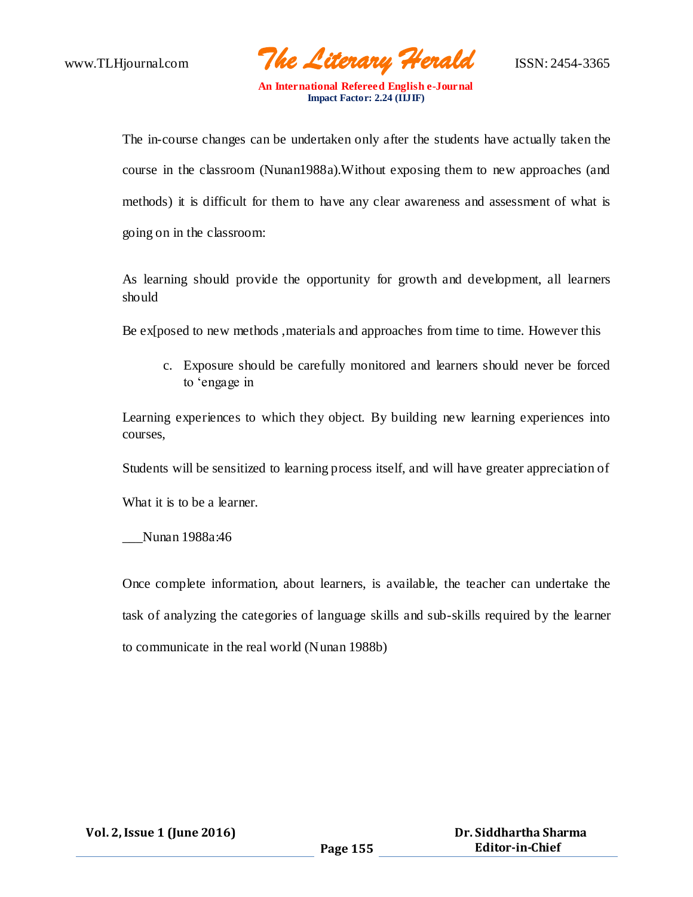The in-course changes can be undertaken only after the students have actually taken the course in the classroom (Nunan1988a).Without exposing them to new approaches (and methods) it is difficult for them to have any clear awareness and assessment of what is going on in the classroom:

As learning should provide the opportunity for growth and development, all learners should

Be ex[posed to new methods ,materials and approaches from time to time. However this

c. Exposure should be carefully monitored and learners should never be forced to 'engage in

Learning experiences to which they object. By building new learning experiences into courses,

Students will be sensitized to learning process itself, and will have greater appreciation of

What it is to be a learner.

___Nunan 1988a:46

Once complete information, about learners, is available, the teacher can undertake the task of analyzing the categories of language skills and sub-skills required by the learner to communicate in the real world (Nunan 1988b)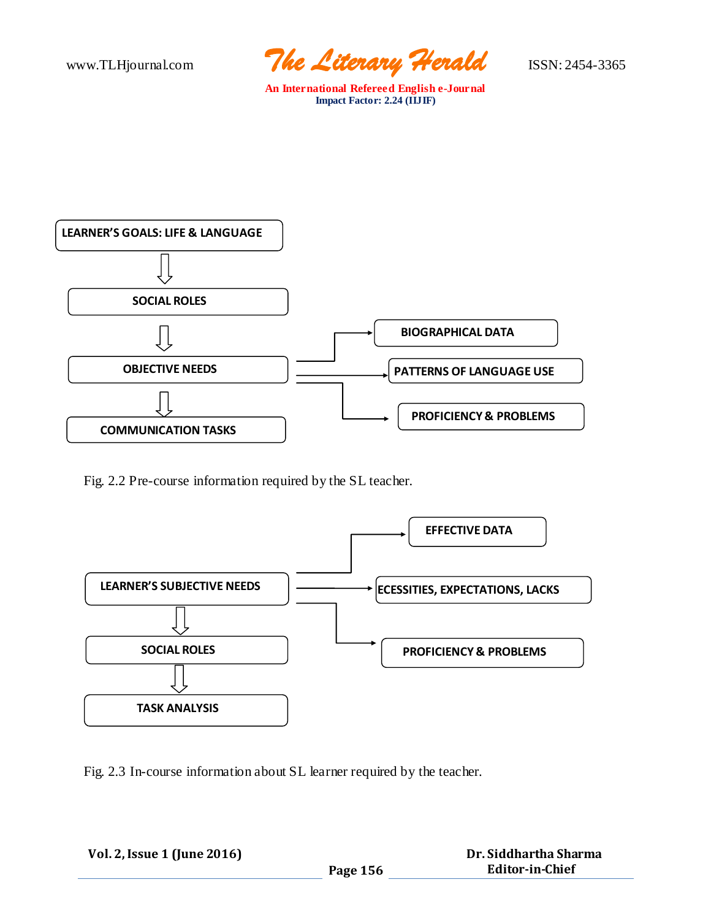LEARNER'S GOALS: LIFE & LANGUAGE

↓

SOCIAL ROLES

↓

OBJECTIVE NEEDS → BIOGRAPHICAL DATA; PATTERNS OF LANGUAGE USE; PROFICIENCY & PROBLEMS

↓

COMMUNICATION TASKS

Fig. 2.2 Pre-course information required by the SL teacher.

LEARNER'S SUBJECTIVE NEEDS → EFFECTIVE DATA; ECESSITIES, EXPECTATIONS, LACKS; PROFICIENCY & PROBLEMS

↓

SOCIAL ROLES

↓

TASK ANALYSIS

Fig. 2.3 In-course information about SL learner required by the teacher.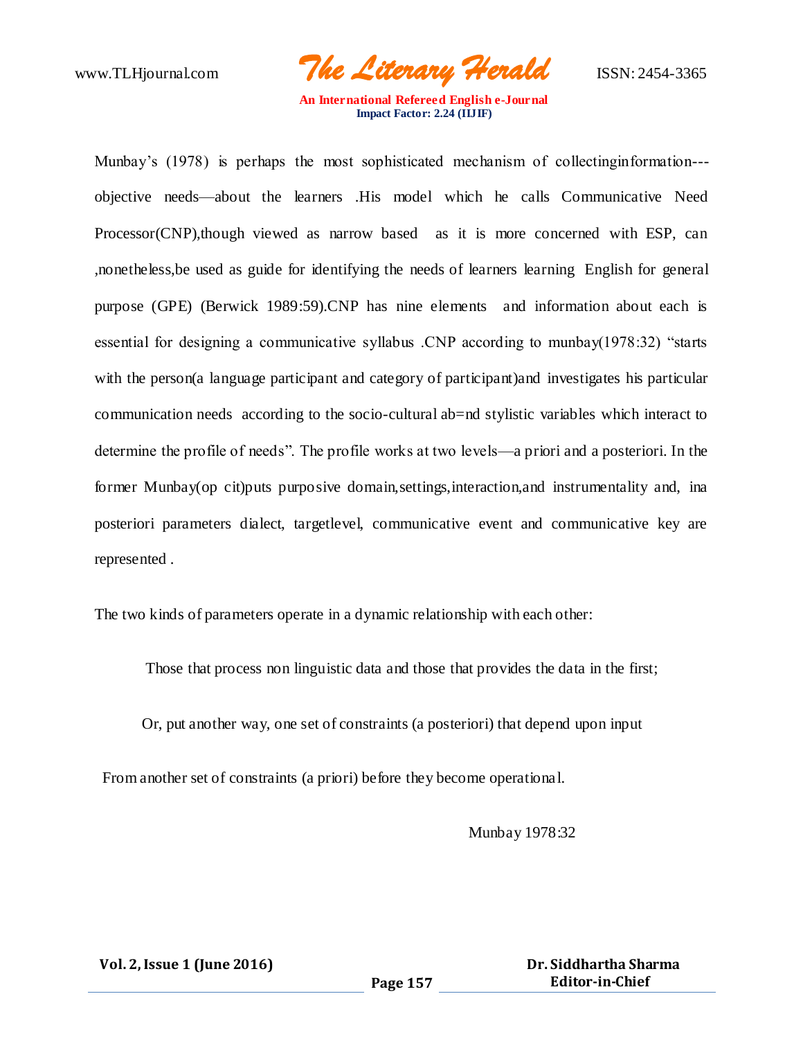Munbay's (1978) is perhaps the most sophisticated mechanism of collectinginformation---objective needs—about the learners .His model which he calls Communicative Need Processor(CNP),though viewed as narrow based as it is more concerned with ESP, can ,nonetheless,be used as guide for identifying the needs of learners learning English for general purpose (GPE) (Berwick 1989:59).CNP has nine elements and information about each is essential for designing a communicative syllabus .CNP according to munbay(1978:32) "starts with the person(a language participant and category of participant)and investigates his particular communication needs according to the socio-cultural ab=nd stylistic variables which interact to determine the profile of needs". The profile works at two levels—a priori and a posteriori. In the former Munbay(op cit)puts purposive domain,settings,interaction,and instrumentality and, ina posteriori parameters dialect, targetlevel, communicative event and communicative key are represented .

The two kinds of parameters operate in a dynamic relationship with each other:

> Those that process non linguistic data and those that provides the data in the first;
>
> Or, put another way, one set of constraints (a posteriori) that depend upon input
>
> From another set of constraints (a priori) before they become operational.
>
> Munbay 1978:32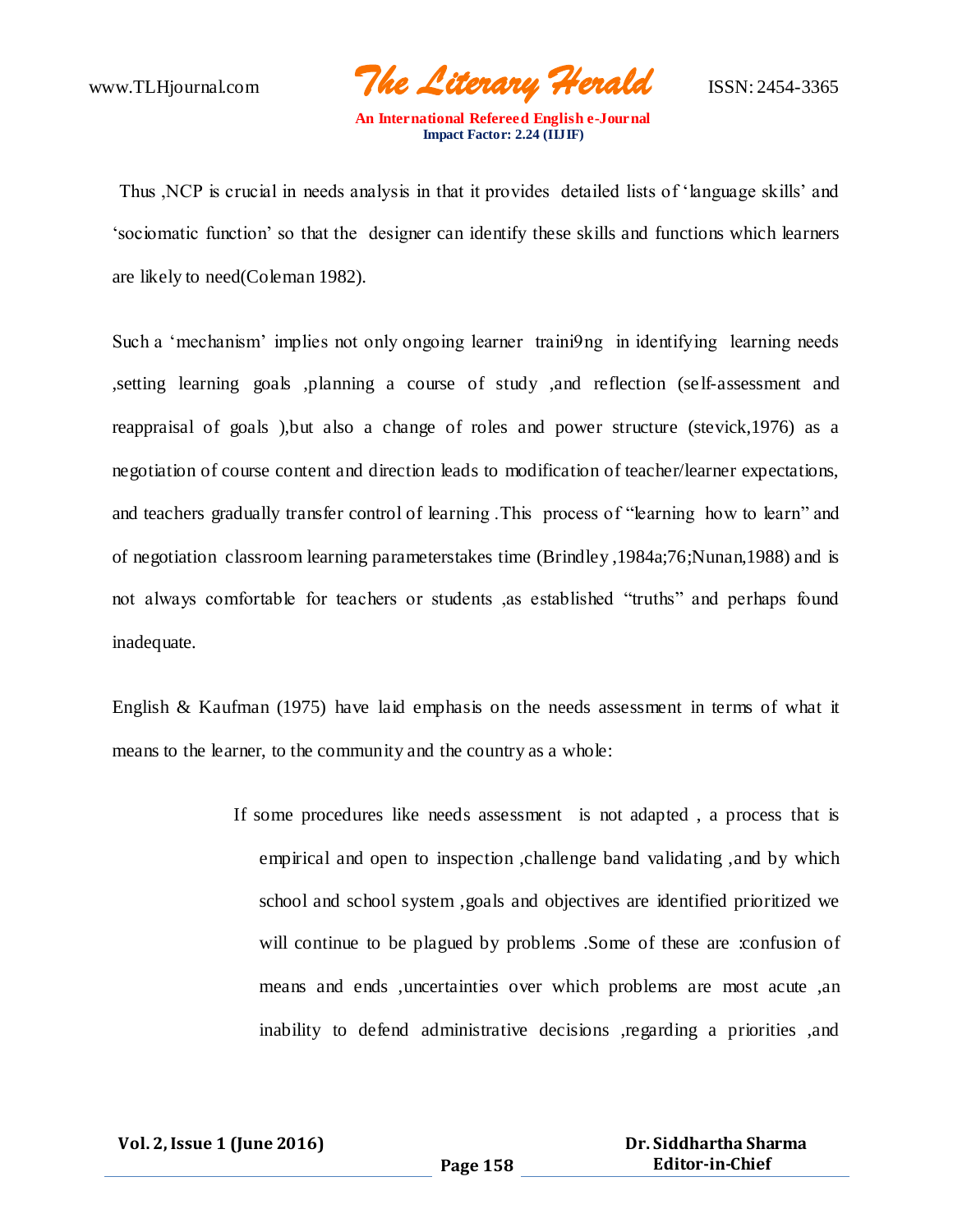Thus ,NCP is crucial in needs analysis in that it provides detailed lists of 'language skills' and 'sociomatic function' so that the designer can identify these skills and functions which learners are likely to need(Coleman 1982).

Such a 'mechanism' implies not only ongoing learner traini9ng in identifying learning needs ,setting learning goals ,planning a course of study ,and reflection (self-assessment and reappraisal of goals ),but also a change of roles and power structure (stevick,1976) as a negotiation of course content and direction leads to modification of teacher/learner expectations, and teachers gradually transfer control of learning .This process of "learning how to learn" and of negotiation classroom learning parameterstakes time (Brindley ,1984a;76;Nunan,1988) and is not always comfortable for teachers or students ,as established "truths" and perhaps found inadequate.

English & Kaufman (1975) have laid emphasis on the needs assessment in terms of what it means to the learner, to the community and the country as a whole:

> If some procedures like needs assessment is not adapted , a process that is empirical and open to inspection ,challenge band validating ,and by which school and school system ,goals and objectives are identified prioritized we will continue to be plagued by problems .Some of these are :confusion of means and ends ,uncertainties over which problems are most acute ,an inability to defend administrative decisions ,regarding a priorities ,and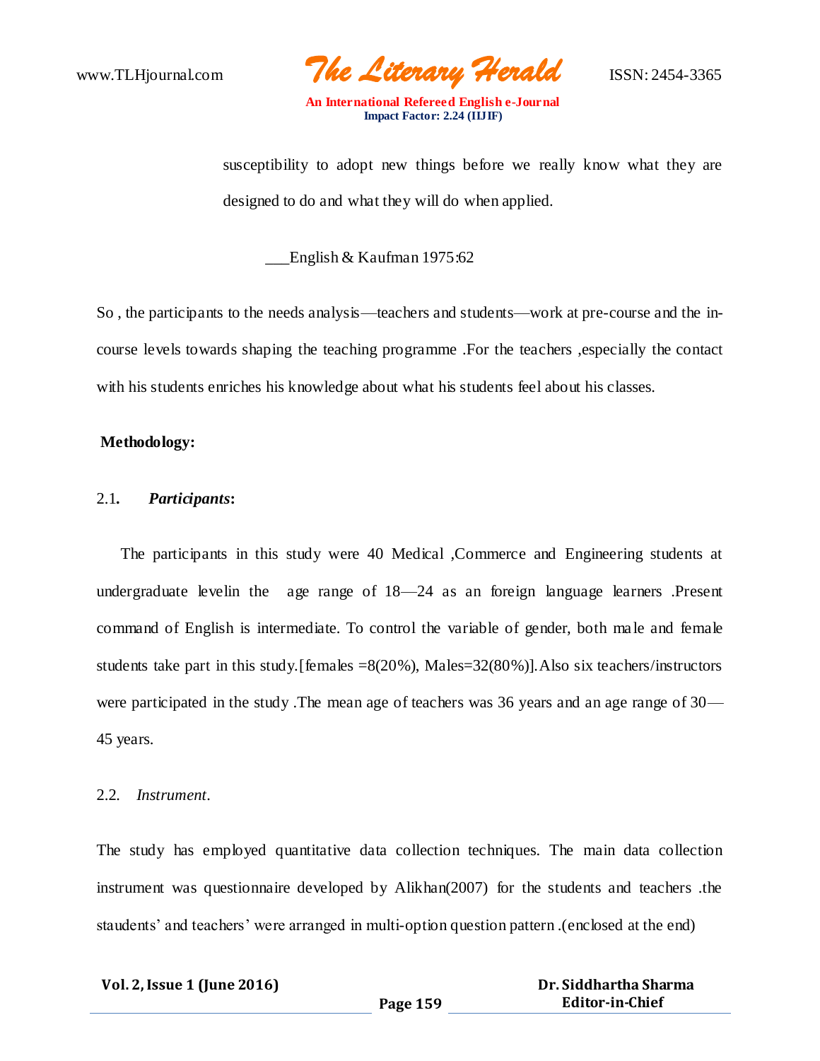susceptibility to adopt new things before we really know what they are designed to do and what they will do when applied.

___English & Kaufman 1975:62

So , the participants to the needs analysis—teachers and students—work at pre-course and the in-course levels towards shaping the teaching programme .For the teachers ,especially the contact with his students enriches his knowledge about what his students feel about his classes.

**Methodology:**

2.1**.** ***Participants*****:**

The participants in this study were 40 Medical ,Commerce and Engineering students at undergraduate levelin the age range of 18—24 as an foreign language learners .Present command of English is intermediate. To control the variable of gender, both male and female students take part in this study.[females =8(20%), Males=32(80%)].Also six teachers/instructors were participated in the study .The mean age of teachers was 36 years and an age range of 30—45 years.

2.2. *Instrument*.

The study has employed quantitative data collection techniques. The main data collection instrument was questionnaire developed by Alikhan(2007) for the students and teachers .the staudents' and teachers' were arranged in multi-option question pattern .(enclosed at the end)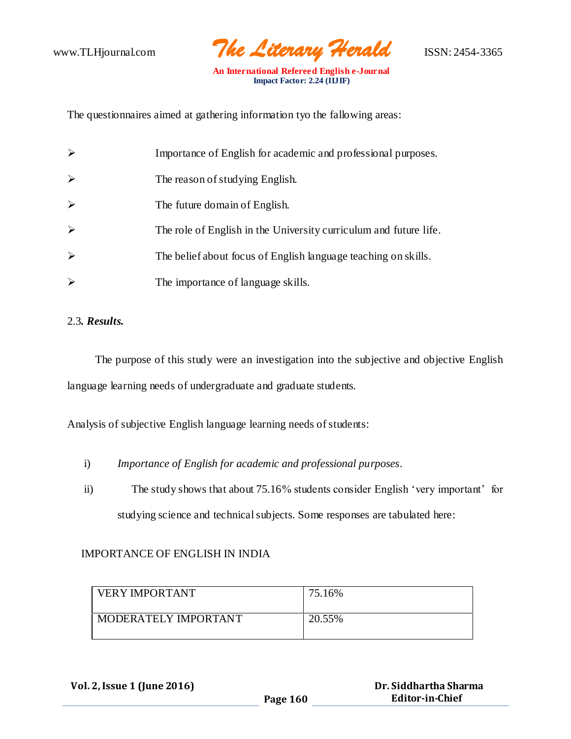The questionnaires aimed at gathering information tyo the fallowing areas:

- Importance of English for academic and professional purposes.
- The reason of studying English.
- The future domain of English.
- The role of English in the University curriculum and future life.
- The belief about focus of English language teaching on skills.
- The importance of language skills.

2.3. ***Results.***

The purpose of this study were an investigation into the subjective and objective English language learning needs of undergraduate and graduate students.

Analysis of subjective English language learning needs of students:

i) *Importance of English for academic and professional purposes.*

ii) The study shows that about 75.16% students consider English 'very important' for studying science and technical subjects. Some responses are tabulated here:

IMPORTANCE OF ENGLISH IN INDIA

| VERY IMPORTANT | 75.16% |
|---|---|
| MODERATELY IMPORTANT | 20.55% |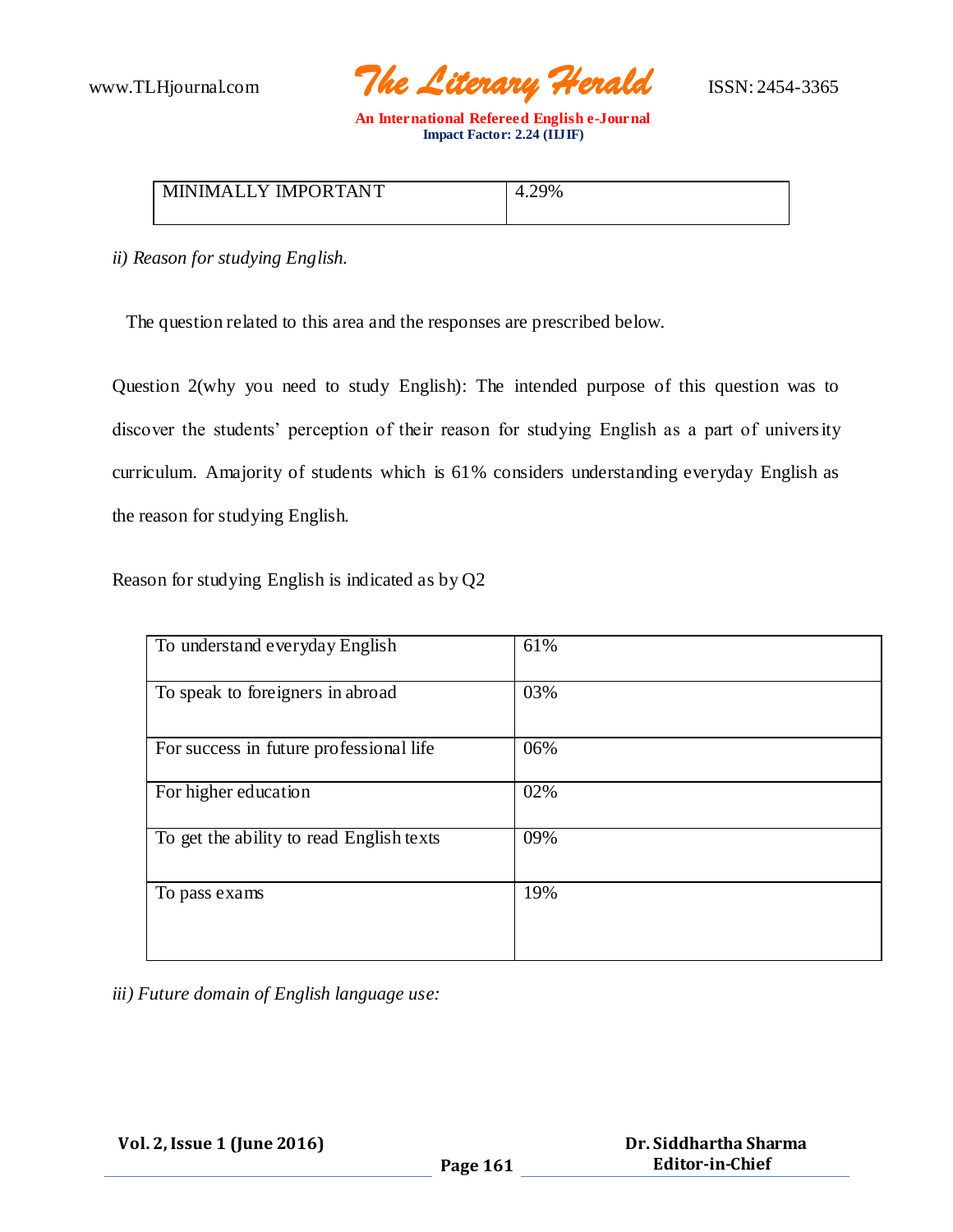| MINIMALLY IMPORTANT | 4.29% |
|---|---|

*ii) Reason for studying English.*

The question related to this area and the responses are prescribed below.

Question 2(why you need to study English): The intended purpose of this question was to discover the students' perception of their reason for studying English as a part of university curriculum. Amajority of students which is 61% considers understanding everyday English as the reason for studying English.

Reason for studying English is indicated as by Q2

| To understand everyday English | 61% |
|---|---|
| To speak to foreigners in abroad | 03% |
| For success in future professional life | 06% |
| For higher education | 02% |
| To get the ability to read English texts | 09% |
| To pass exams | 19% |

*iii) Future domain of English language use:*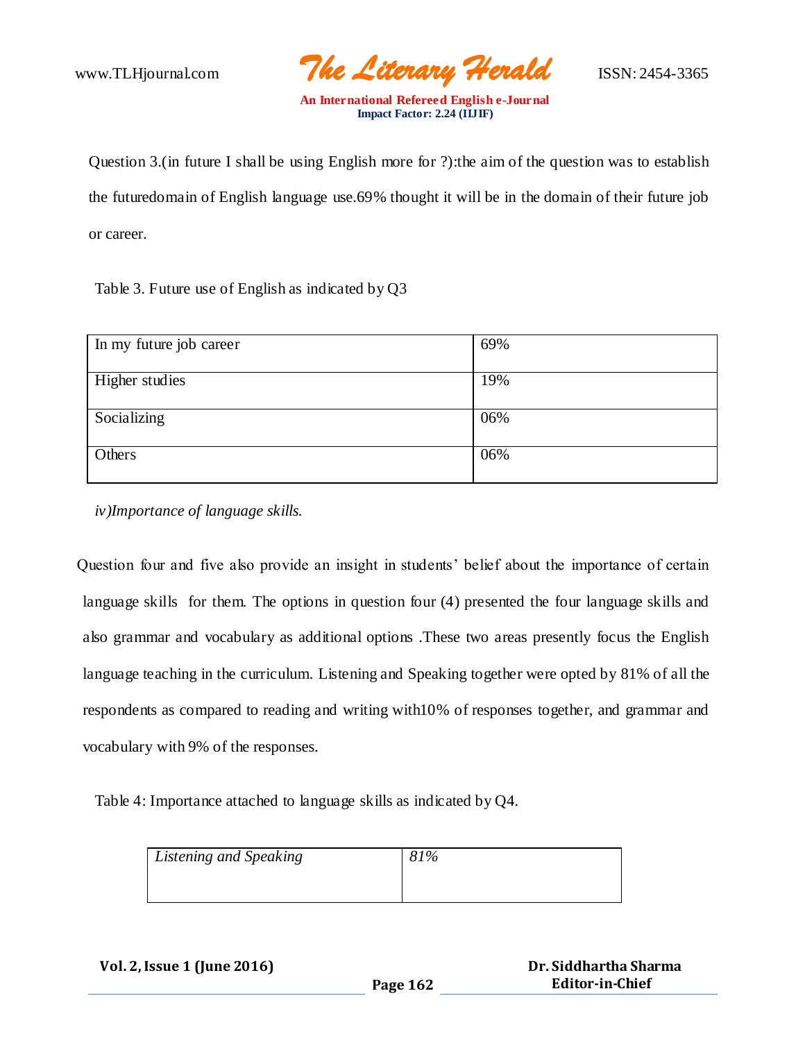Question 3.(in future I shall be using English more for ?):the aim of the question was to establish the futuredomain of English language use.69% thought it will be in the domain of their future job or career.

Table 3. Future use of English as indicated by Q3

| In my future job career | 69% |
|---|---|
| Higher studies | 19% |
| Socializing | 06% |
| Others | 06% |

*iv)Importance of language skills.*

Question four and five also provide an insight in students' belief about the importance of certain language skills for them. The options in question four (4) presented the four language skills and also grammar and vocabulary as additional options .These two areas presently focus the English language teaching in the curriculum. Listening and Speaking together were opted by 81% of all the respondents as compared to reading and writing with10% of responses together, and grammar and vocabulary with 9% of the responses.

Table 4: Importance attached to language skills as indicated by Q4.

| *Listening and Speaking* | *81%* |
|---|---|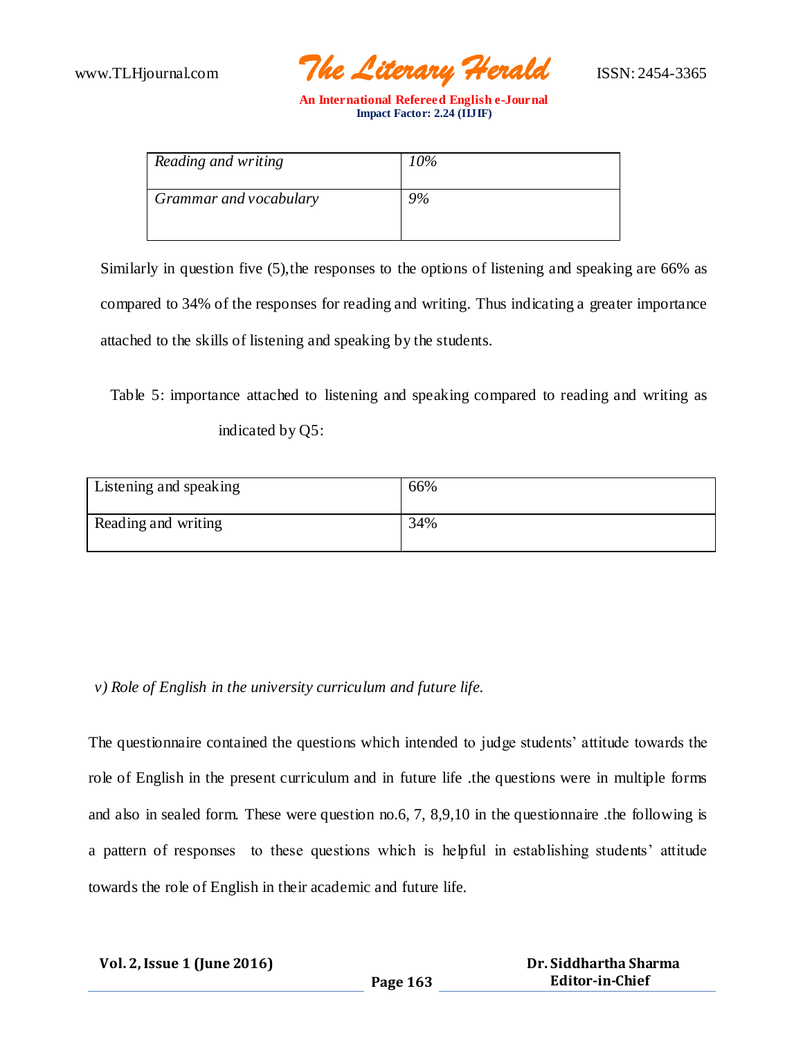| *Reading and writing* | *10%* |
|---|---|
| *Grammar and vocabulary* | *9%* |

Similarly in question five (5),the responses to the options of listening and speaking are 66% as compared to 34% of the responses for reading and writing. Thus indicating a greater importance attached to the skills of listening and speaking by the students.

Table 5: importance attached to listening and speaking compared to reading and writing as indicated by Q5:

| Listening and speaking | 66% |
|---|---|
| Reading and writing | 34% |

*v) Role of English in the university curriculum and future life.*

The questionnaire contained the questions which intended to judge students' attitude towards the role of English in the present curriculum and in future life .the questions were in multiple forms and also in sealed form. These were question no.6, 7, 8,9,10 in the questionnaire .the following is a pattern of responses to these questions which is helpful in establishing students' attitude towards the role of English in their academic and future life.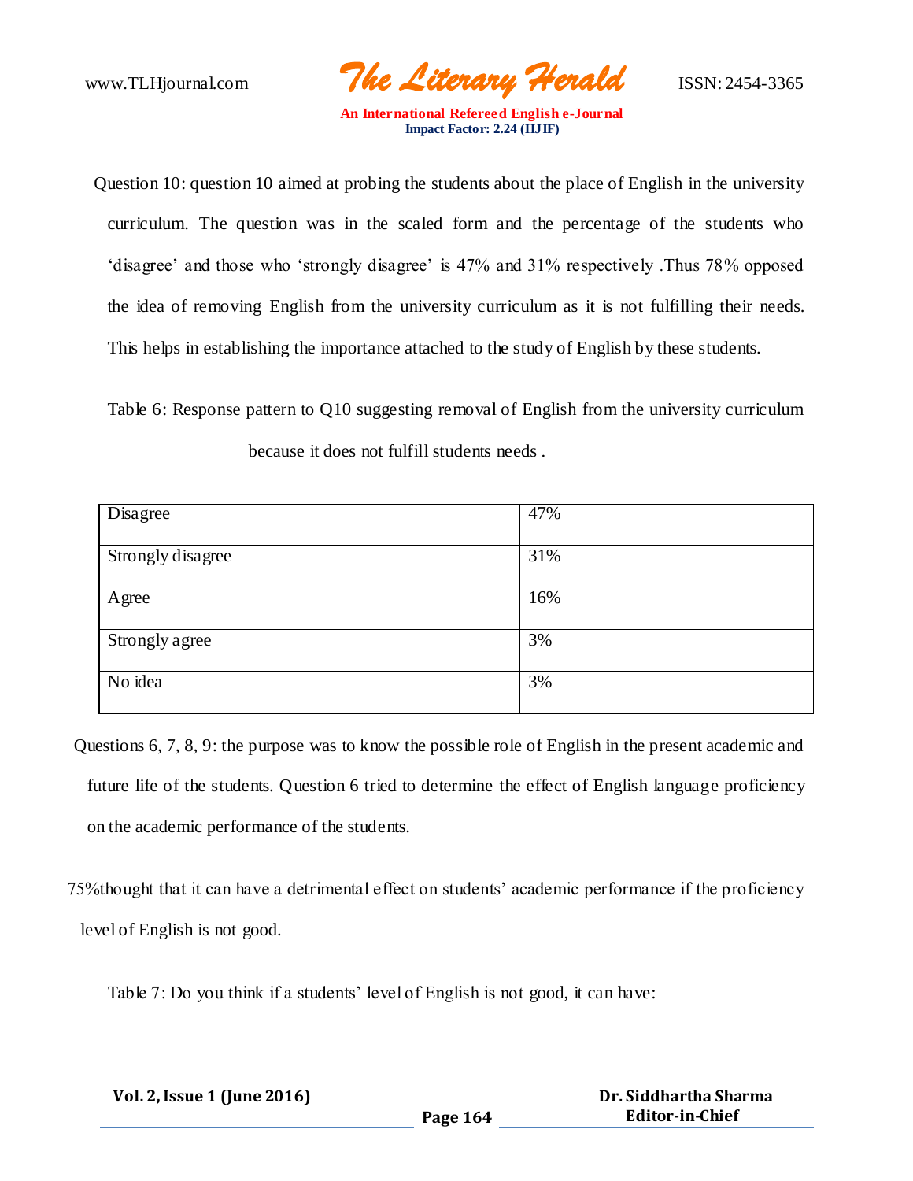Question 10: question 10 aimed at probing the students about the place of English in the university curriculum. The question was in the scaled form and the percentage of the students who 'disagree' and those who 'strongly disagree' is 47% and 31% respectively .Thus 78% opposed the idea of removing English from the university curriculum as it is not fulfilling their needs. This helps in establishing the importance attached to the study of English by these students.

Table 6: Response pattern to Q10 suggesting removal of English from the university curriculum because it does not fulfill students needs .

| | |
|---|---|
| Disagree | 47% |
| Strongly disagree | 31% |
| Agree | 16% |
| Strongly agree | 3% |
| No idea | 3% |

Questions 6, 7, 8, 9: the purpose was to know the possible role of English in the present academic and future life of the students. Question 6 tried to determine the effect of English language proficiency on the academic performance of the students.

75%thought that it can have a detrimental effect on students' academic performance if the proficiency level of English is not good.

Table 7: Do you think if a students' level of English is not good, it can have: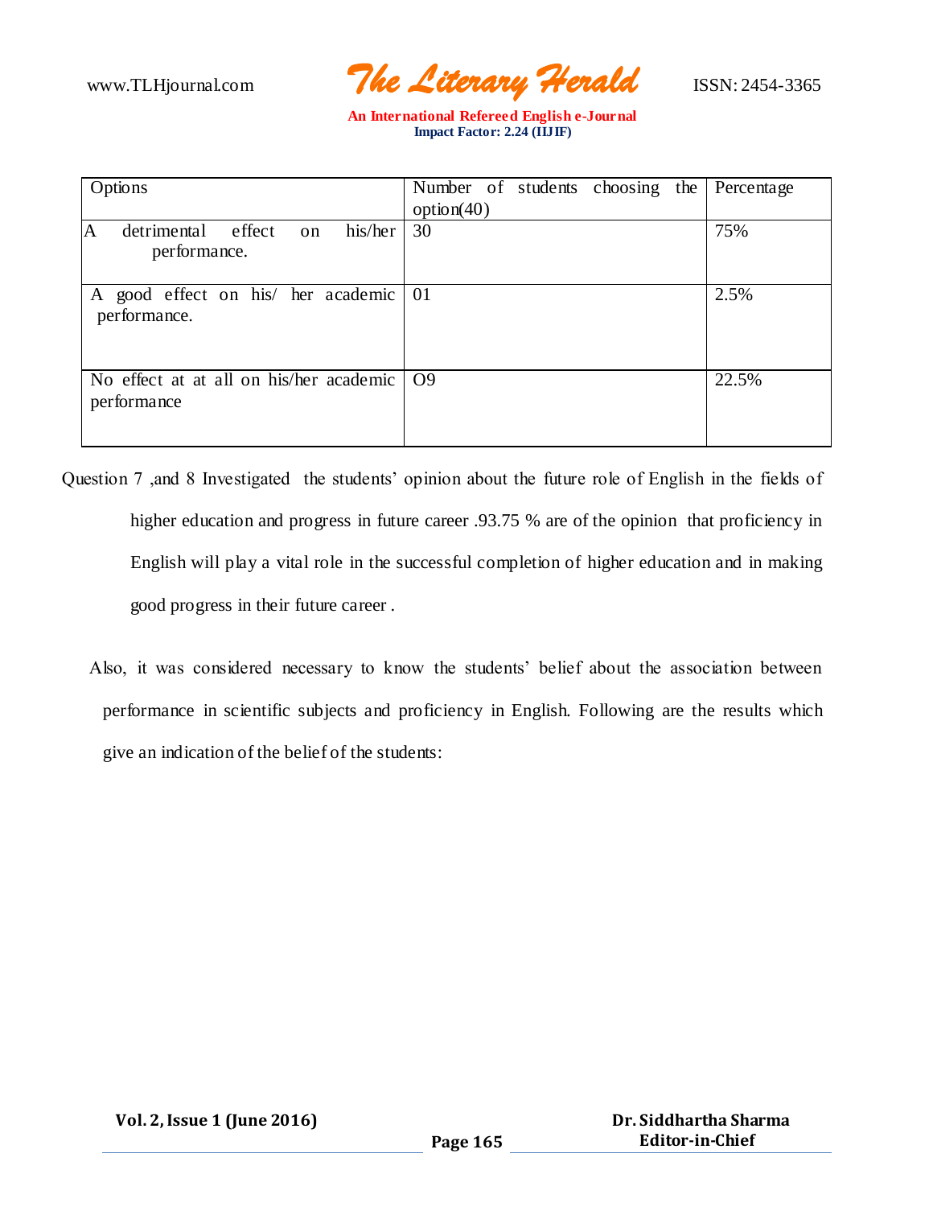| Options | Number of students choosing the option(40) | Percentage |
| --- | --- | --- |
| A detrimental effect on his/her performance. | 30 | 75% |
| A good effect on his/ her academic performance. | 01 | 2.5% |
| No effect at at all on his/her academic performance | O9 | 22.5% |

Question 7 ,and 8 Investigated the students' opinion about the future role of English in the fields of higher education and progress in future career .93.75 % are of the opinion that proficiency in English will play a vital role in the successful completion of higher education and in making good progress in their future career .

Also, it was considered necessary to know the students' belief about the association between performance in scientific subjects and proficiency in English. Following are the results which give an indication of the belief of the students: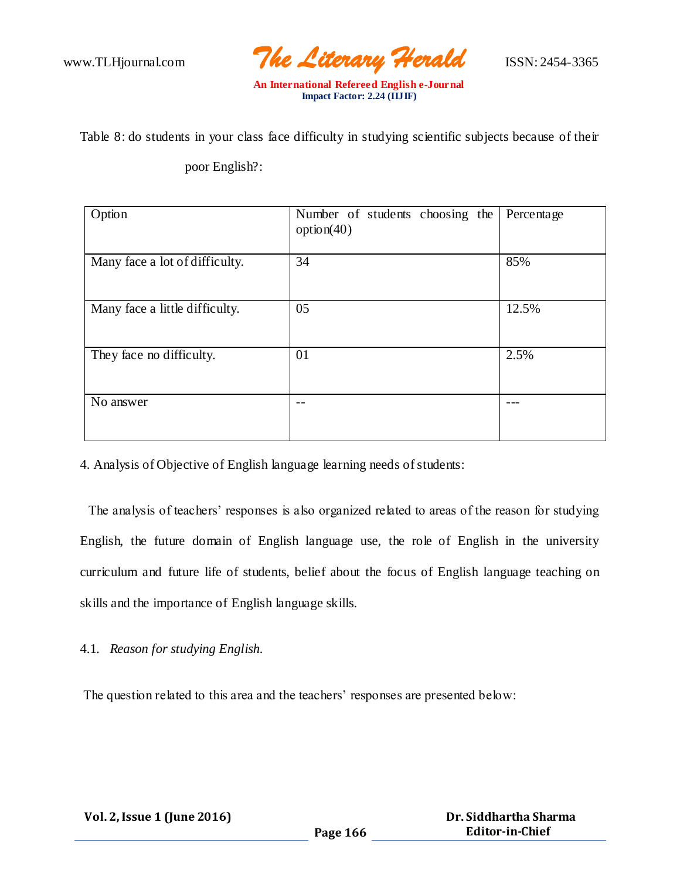Table 8: do students in your class face difficulty in studying scientific subjects because of their poor English?:

| Option | Number of students choosing the option(40) | Percentage |
|---|---|---|
| Many face a lot of difficulty. | 34 | 85% |
| Many face a little difficulty. | 05 | 12.5% |
| They face no difficulty. | 01 | 2.5% |
| No answer | -- | --- |

4. Analysis of Objective of English language learning needs of students:

The analysis of teachers' responses is also organized related to areas of the reason for studying English, the future domain of English language use, the role of English in the university curriculum and future life of students, belief about the focus of English language teaching on skills and the importance of English language skills.

4.1. *Reason for studying English.*

The question related to this area and the teachers' responses are presented below: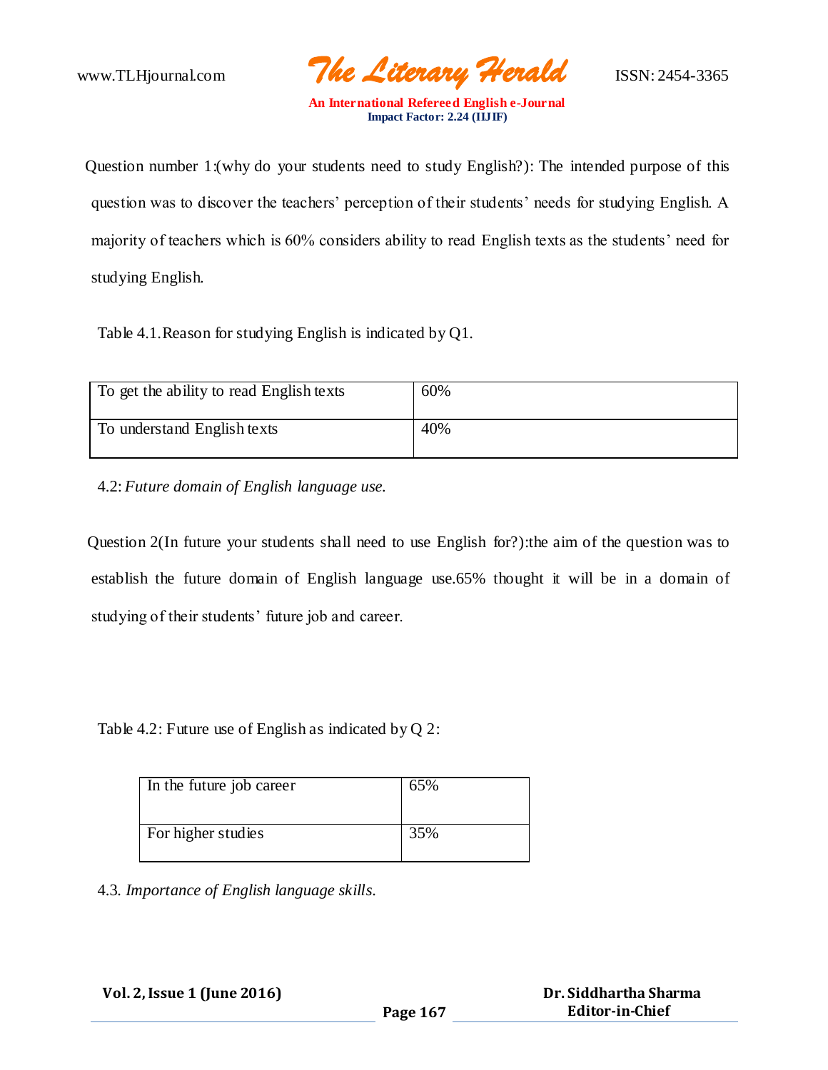Question number 1:(why do your students need to study English?): The intended purpose of this question was to discover the teachers' perception of their students' needs for studying English. A majority of teachers which is 60% considers ability to read English texts as the students' need for studying English.

Table 4.1.Reason for studying English is indicated by Q1.

| To get the ability to read English texts | 60% |
|---|---|
| To understand English texts | 40% |

4.2: *Future domain of English language use.*

Question 2(In future your students shall need to use English for?):the aim of the question was to establish the future domain of English language use.65% thought it will be in a domain of studying of their students' future job and career.

Table 4.2: Future use of English as indicated by Q 2:

| In the future job career | 65% |
|---|---|
| For higher studies | 35% |

4.3. *Importance of English language skills.*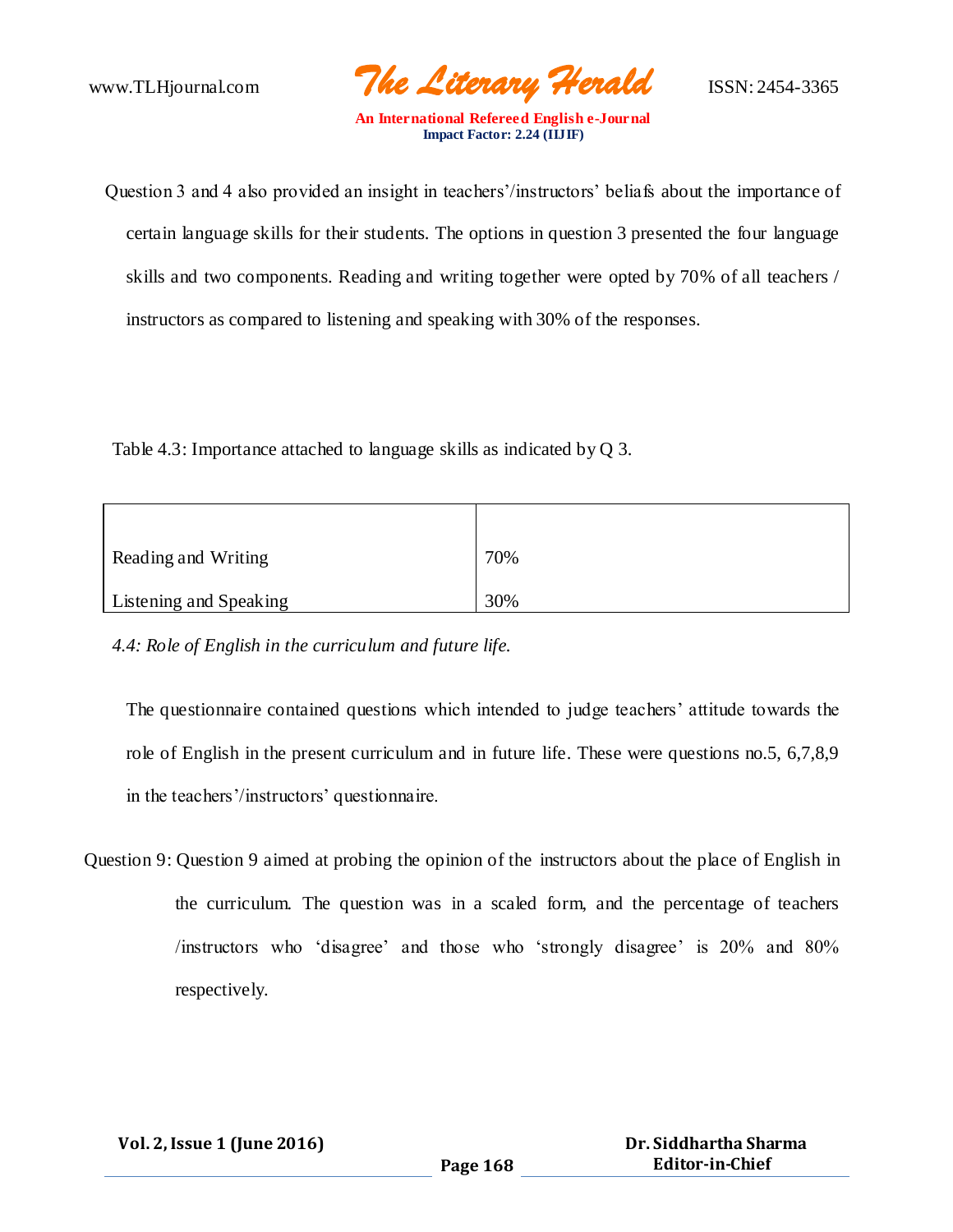Question 3 and 4 also provided an insight in teachers'/instructors' beliafs about the importance of certain language skills for their students. The options in question 3 presented the four language skills and two components. Reading and writing together were opted by 70% of all teachers / instructors as compared to listening and speaking with 30% of the responses.

Table 4.3: Importance attached to language skills as indicated by Q 3.

| | |
|---|---|
| Reading and Writing | 70% |
| Listening and Speaking | 30% |

*4.4: Role of English in the curriculum and future life.*

The questionnaire contained questions which intended to judge teachers' attitude towards the role of English in the present curriculum and in future life. These were questions no.5, 6,7,8,9 in the teachers'/instructors' questionnaire.

Question 9: Question 9 aimed at probing the opinion of the instructors about the place of English in the curriculum. The question was in a scaled form, and the percentage of teachers /instructors who 'disagree' and those who 'strongly disagree' is 20% and 80% respectively.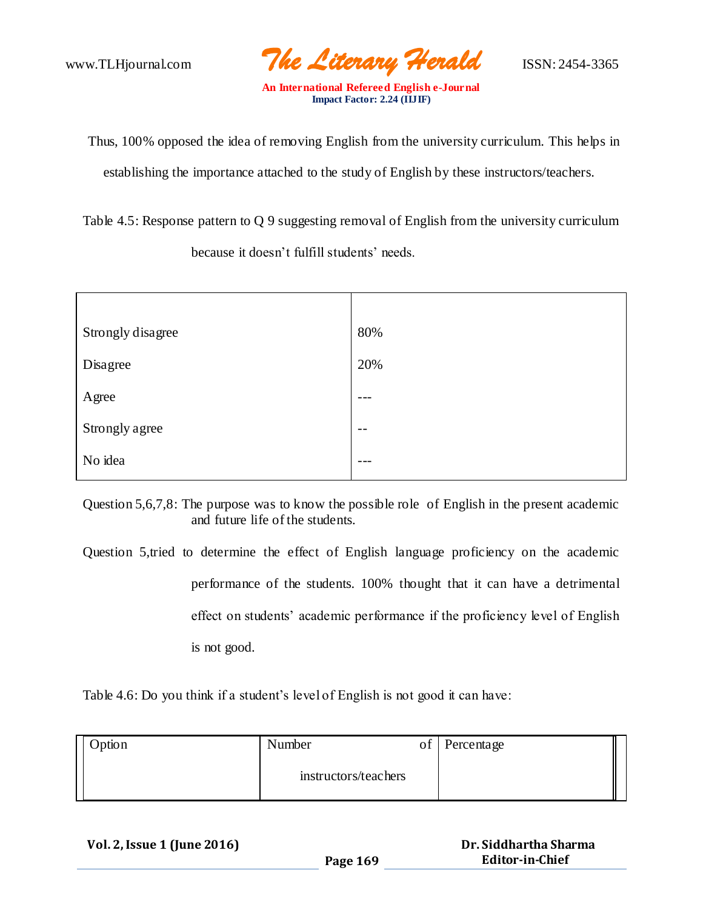Thus, 100% opposed the idea of removing English from the university curriculum. This helps in establishing the importance attached to the study of English by these instructors/teachers.

Table 4.5: Response pattern to Q 9 suggesting removal of English from the university curriculum because it doesn't fulfill students' needs.

| | |
|---|---|
| Strongly disagree | 80% |
| Disagree | 20% |
| Agree | --- |
| Strongly agree | -- |
| No idea | --- |

Question 5,6,7,8: The purpose was to know the possible role of English in the present academic and future life of the students.

Question 5,tried to determine the effect of English language proficiency on the academic performance of the students. 100% thought that it can have a detrimental effect on students' academic performance if the proficiency level of English is not good.

Table 4.6: Do you think if a student's level of English is not good it can have:

| Option | Number of instructors/teachers | Percentage |
|---|---|---|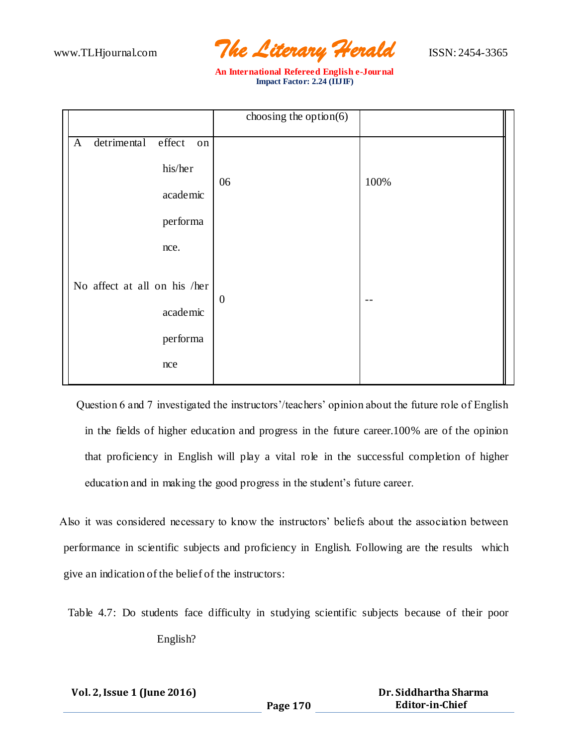| | choosing the option(6) | |
|---|---|---|
| A detrimental effect on his/her academic performance. | 06 | 100% |
| No affect at all on his /her academic performance | 0 | -- |

Question 6 and 7 investigated the instructors'/teachers' opinion about the future role of English in the fields of higher education and progress in the future career.100% are of the opinion that proficiency in English will play a vital role in the successful completion of higher education and in making the good progress in the student's future career.

Also it was considered necessary to know the instructors' beliefs about the association between performance in scientific subjects and proficiency in English. Following are the results which give an indication of the belief of the instructors:

Table 4.7: Do students face difficulty in studying scientific subjects because of their poor English?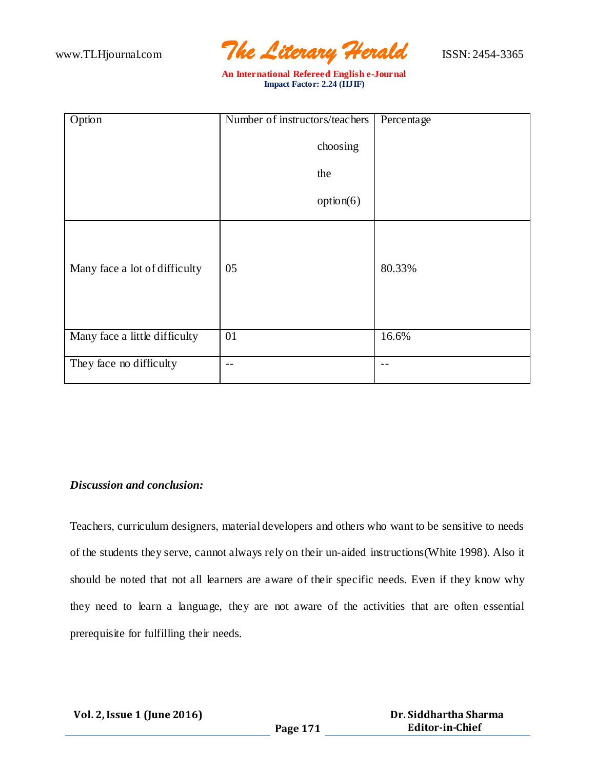| Option | Number of instructors/teachers choosing the option(6) | Percentage |
|---|---|---|
| Many face a lot of difficulty | 05 | 80.33% |
| Many face a little difficulty | 01 | 16.6% |
| They face no difficulty | -- | -- |

***Discussion and conclusion:***

Teachers, curriculum designers, material developers and others who want to be sensitive to needs of the students they serve, cannot always rely on their un-aided instructions(White 1998). Also it should be noted that not all learners are aware of their specific needs. Even if they know why they need to learn a language, they are not aware of the activities that are often essential prerequisite for fulfilling their needs.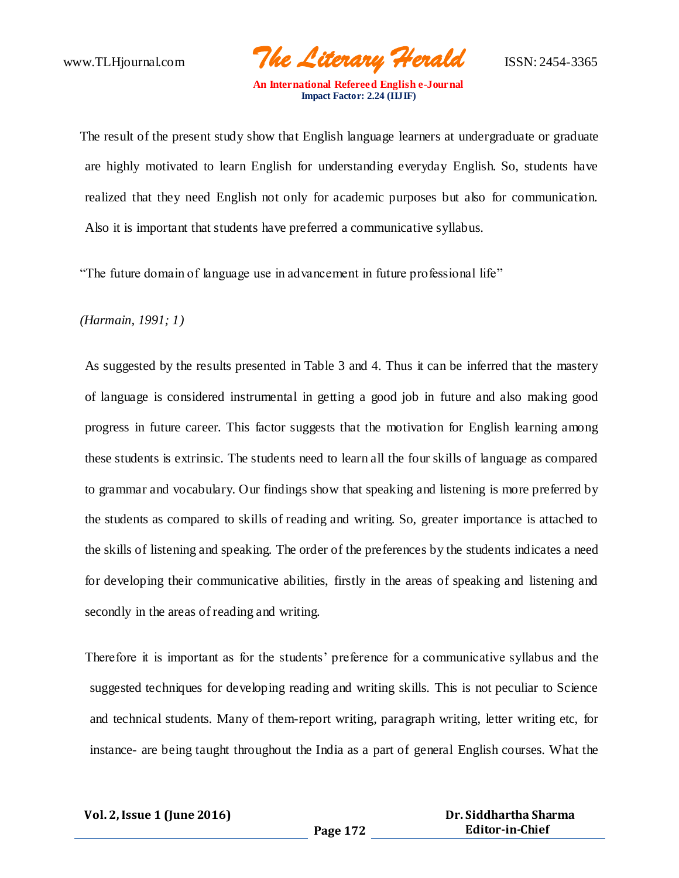The result of the present study show that English language learners at undergraduate or graduate are highly motivated to learn English for understanding everyday English. So, students have realized that they need English not only for academic purposes but also for communication. Also it is important that students have preferred a communicative syllabus.

“The future domain of language use in advancement in future professional life”

*(Harmain, 1991; 1)*

As suggested by the results presented in Table 3 and 4. Thus it can be inferred that the mastery of language is considered instrumental in getting a good job in future and also making good progress in future career. This factor suggests that the motivation for English learning among these students is extrinsic. The students need to learn all the four skills of language as compared to grammar and vocabulary. Our findings show that speaking and listening is more preferred by the students as compared to skills of reading and writing. So, greater importance is attached to the skills of listening and speaking. The order of the preferences by the students indicates a need for developing their communicative abilities, firstly in the areas of speaking and listening and secondly in the areas of reading and writing.

Therefore it is important as for the students’ preference for a communicative syllabus and the suggested techniques for developing reading and writing skills. This is not peculiar to Science and technical students. Many of them-report writing, paragraph writing, letter writing etc, for instance- are being taught throughout the India as a part of general English courses. What the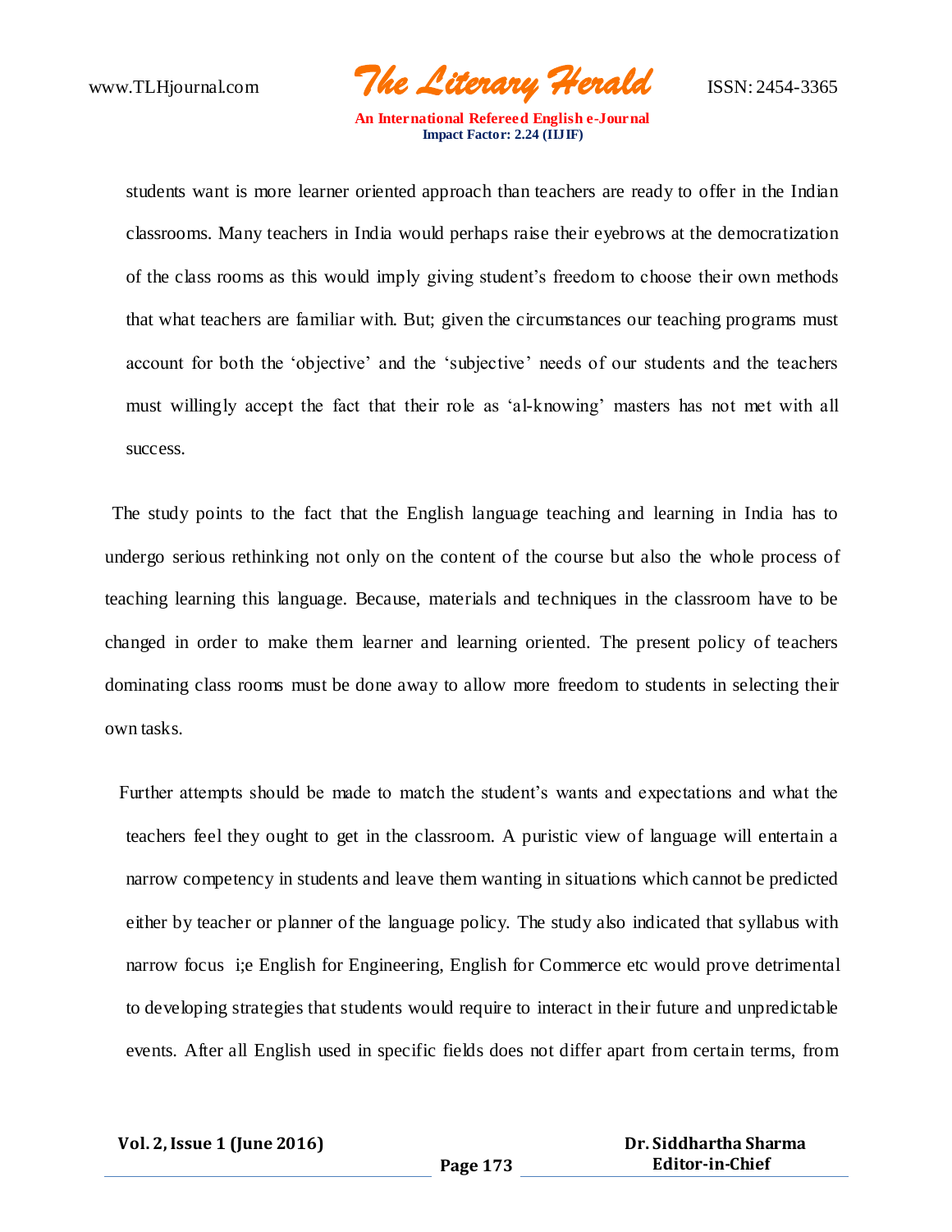students want is more learner oriented approach than teachers are ready to offer in the Indian classrooms. Many teachers in India would perhaps raise their eyebrows at the democratization of the class rooms as this would imply giving student's freedom to choose their own methods that what teachers are familiar with. But; given the circumstances our teaching programs must account for both the 'objective' and the 'subjective' needs of our students and the teachers must willingly accept the fact that their role as 'al-knowing' masters has not met with all success.

The study points to the fact that the English language teaching and learning in India has to undergo serious rethinking not only on the content of the course but also the whole process of teaching learning this language. Because, materials and techniques in the classroom have to be changed in order to make them learner and learning oriented. The present policy of teachers dominating class rooms must be done away to allow more freedom to students in selecting their own tasks.

Further attempts should be made to match the student's wants and expectations and what the teachers feel they ought to get in the classroom. A puristic view of language will entertain a narrow competency in students and leave them wanting in situations which cannot be predicted either by teacher or planner of the language policy. The study also indicated that syllabus with narrow focus i;e English for Engineering, English for Commerce etc would prove detrimental to developing strategies that students would require to interact in their future and unpredictable events. After all English used in specific fields does not differ apart from certain terms, from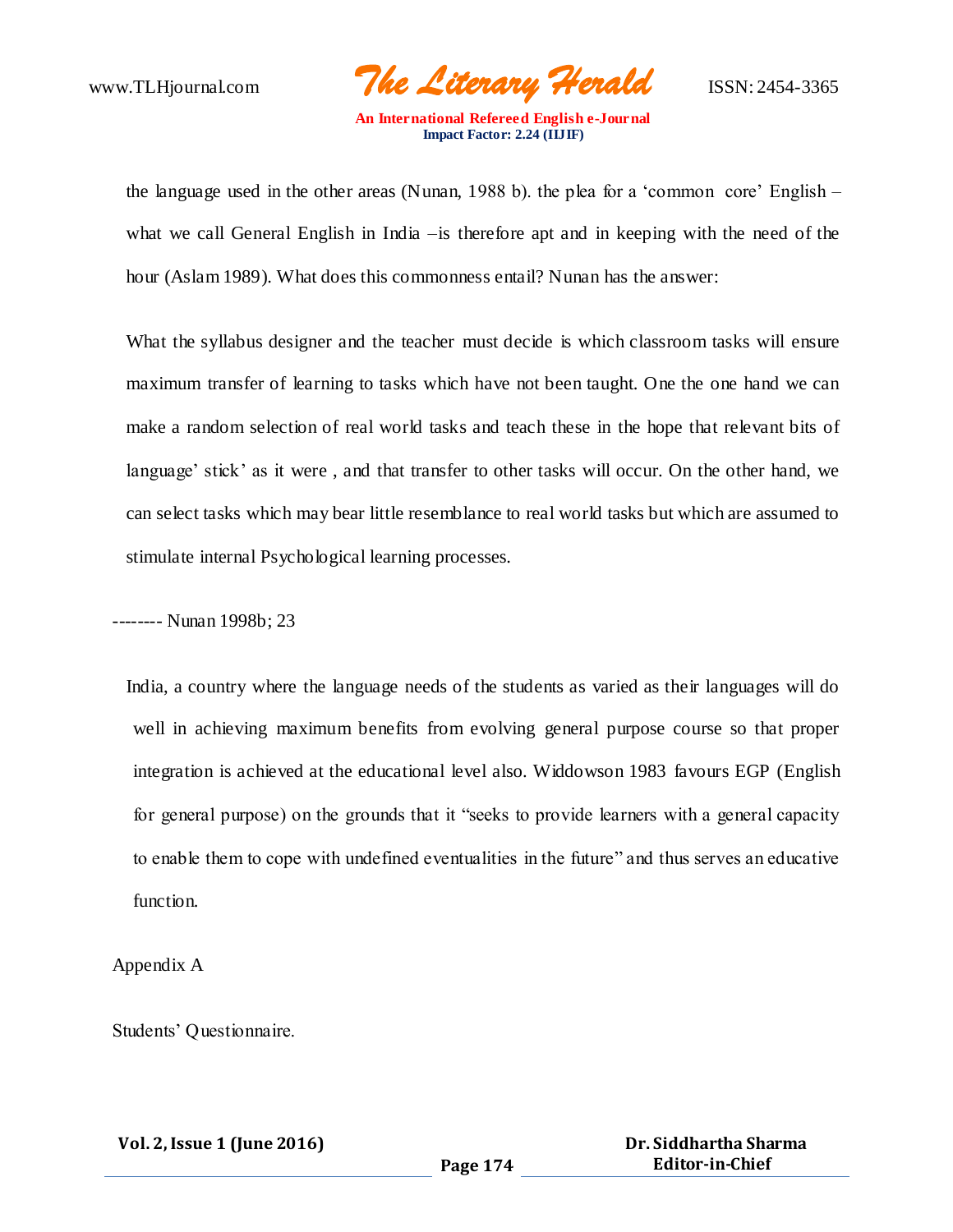the language used in the other areas (Nunan, 1988 b). the plea for a 'common core' English – what we call General English in India –is therefore apt and in keeping with the need of the hour (Aslam 1989). What does this commonness entail? Nunan has the answer:

> What the syllabus designer and the teacher must decide is which classroom tasks will ensure maximum transfer of learning to tasks which have not been taught. One the one hand we can make a random selection of real world tasks and teach these in the hope that relevant bits of language' stick' as it were , and that transfer to other tasks will occur. On the other hand, we can select tasks which may bear little resemblance to real world tasks but which are assumed to stimulate internal Psychological learning processes.

-------- Nunan 1998b; 23

India, a country where the language needs of the students as varied as their languages will do well in achieving maximum benefits from evolving general purpose course so that proper integration is achieved at the educational level also. Widdowson 1983 favours EGP (English for general purpose) on the grounds that it "seeks to provide learners with a general capacity to enable them to cope with undefined eventualities in the future" and thus serves an educative function.

Appendix A

Students' Questionnaire.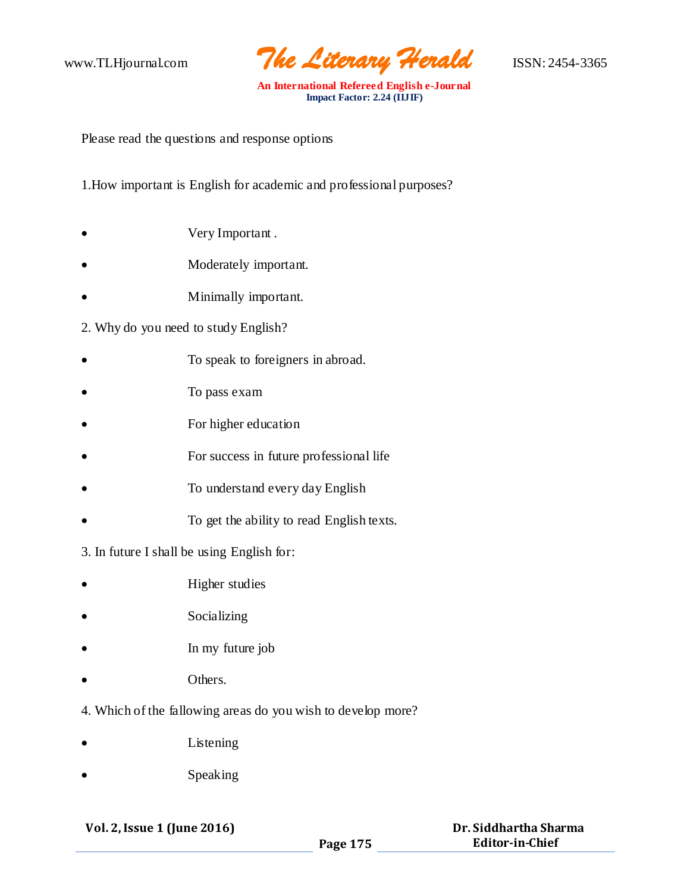Please read the questions and response options

1.How important is English for academic and professional purposes?

- Very Important .
- Moderately important.
- Minimally important.

2. Why do you need to study English?

- To speak to foreigners in abroad.
- To pass exam
- For higher education
- For success in future professional life
- To understand every day English
- To get the ability to read English texts.

3. In future I shall be using English for:

- Higher studies
- Socializing
- In my future job
- Others.

4. Which of the fallowing areas do you wish to develop more?

- Listening
- Speaking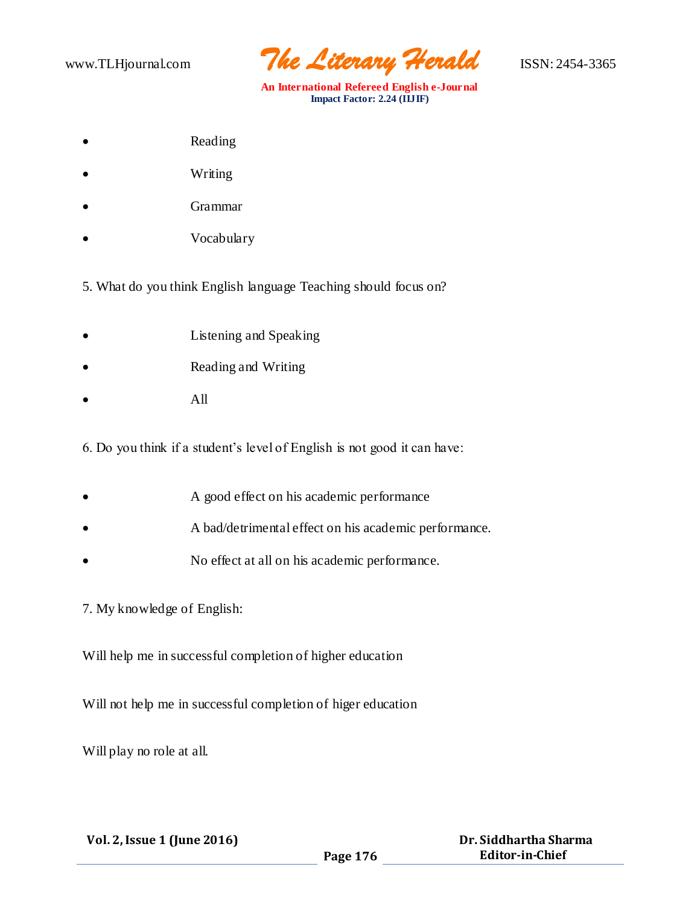- Reading
- Writing
- Grammar
- Vocabulary

5. What do you think English language Teaching should focus on?

- Listening and Speaking
- Reading and Writing
- All

6. Do you think if a student's level of English is not good it can have:

- A good effect on his academic performance
- A bad/detrimental effect on his academic performance.
- No effect at all on his academic performance.

7. My knowledge of English:

Will help me in successful completion of higher education

Will not help me in successful completion of higer education

Will play no role at all.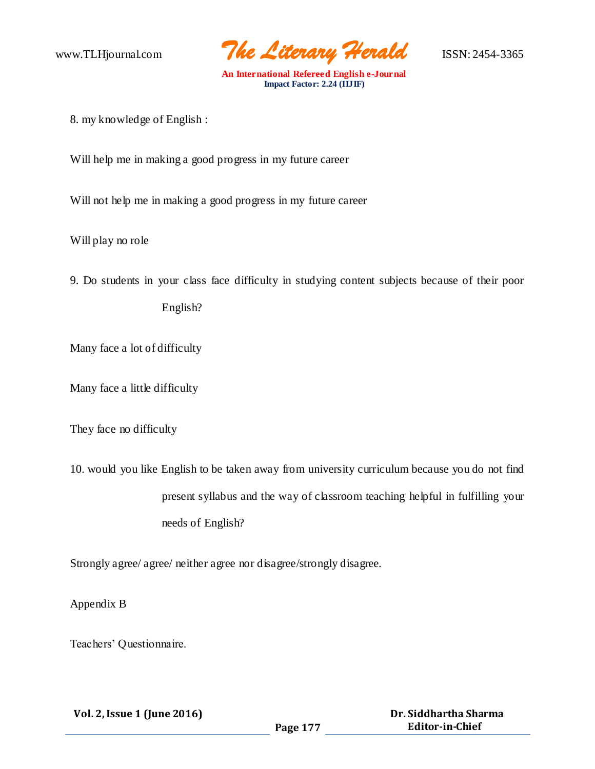8. my knowledge of English :

Will help me in making a good progress in my future career

Will not help me in making a good progress in my future career

Will play no role

9. Do students in your class face difficulty in studying content subjects because of their poor English?

Many face a lot of difficulty

Many face a little difficulty

They face no difficulty

10. would you like English to be taken away from university curriculum because you do not find present syllabus and the way of classroom teaching helpful in fulfilling your needs of English?

Strongly agree/ agree/ neither agree nor disagree/strongly disagree.

Appendix B

Teachers' Questionnaire.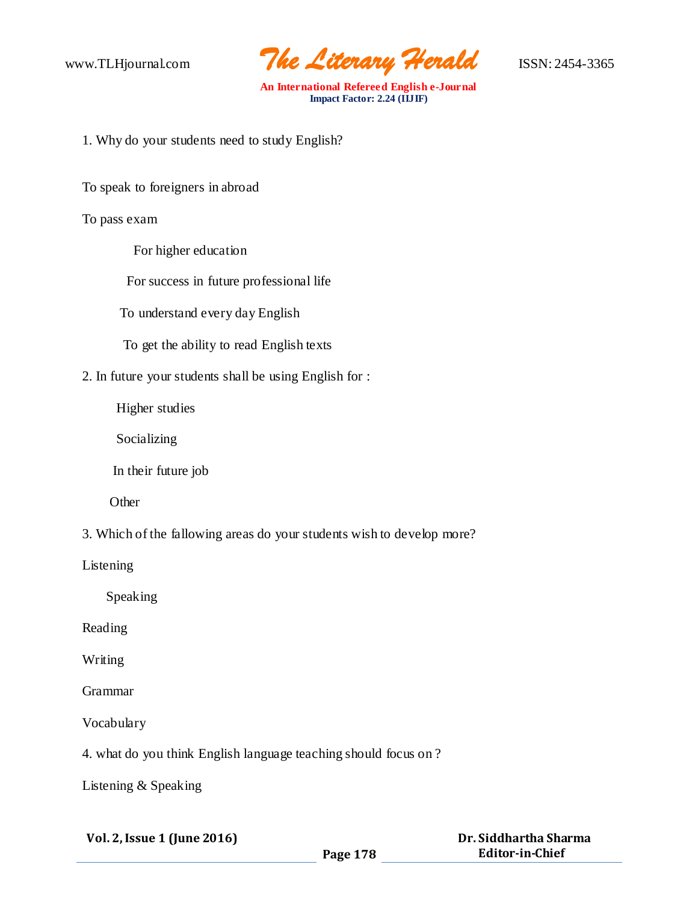1. Why do your students need to study English?

To speak to foreigners in abroad

To pass exam

For higher education

For success in future professional life

To understand every day English

To get the ability to read English texts

2. In future your students shall be using English for :

Higher studies

Socializing

In their future job

Other

3. Which of the fallowing areas do your students wish to develop more?

Listening

Speaking

Reading

Writing

Grammar

Vocabulary

4. what do you think English language teaching should focus on ?

Listening & Speaking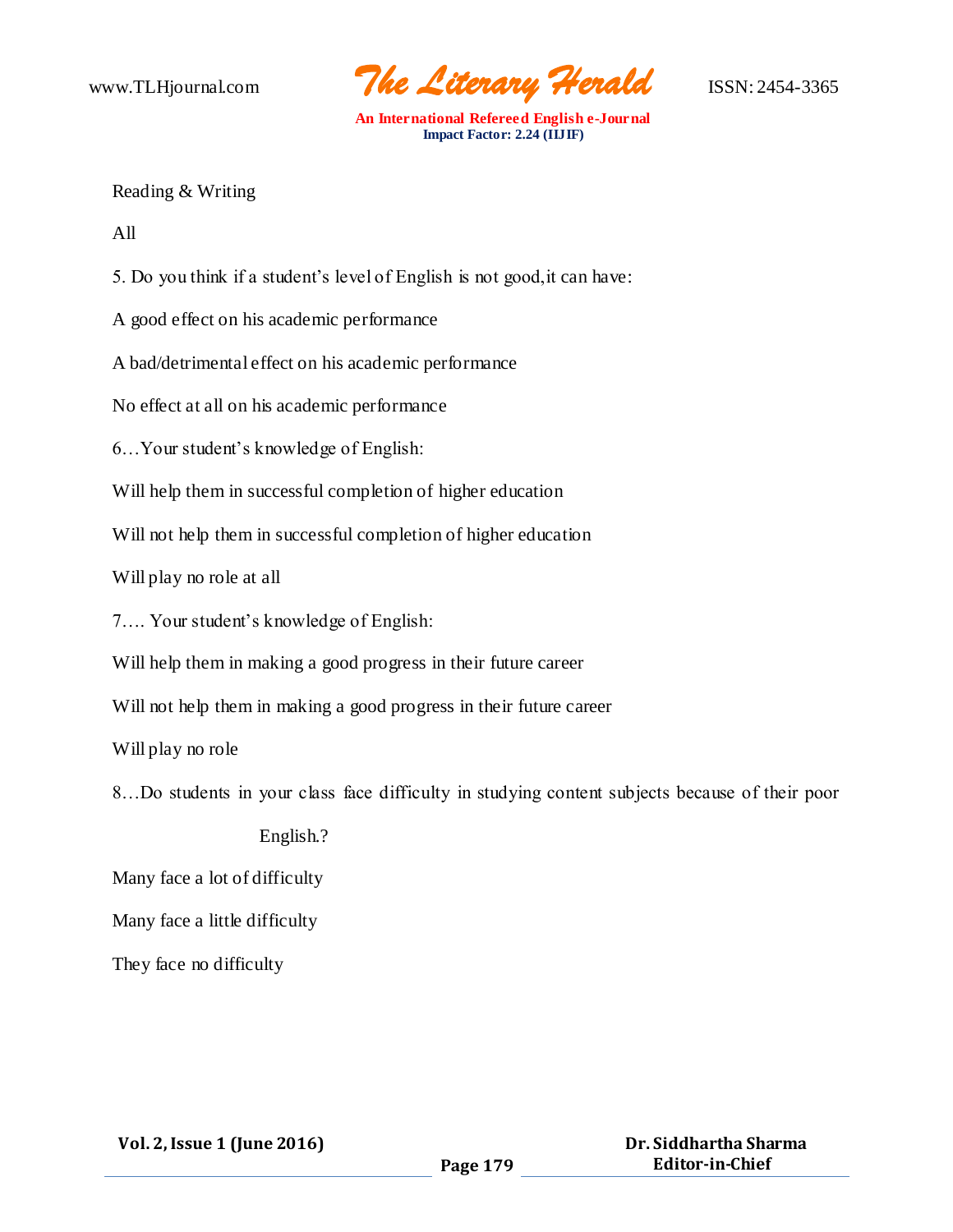Reading & Writing

All

5. Do you think if a student's level of English is not good,it can have:

A good effect on his academic performance

A bad/detrimental effect on his academic performance

No effect at all on his academic performance

6…Your student's knowledge of English:

Will help them in successful completion of higher education

Will not help them in successful completion of higher education

Will play no role at all

7…. Your student's knowledge of English:

Will help them in making a good progress in their future career

Will not help them in making a good progress in their future career

Will play no role

8…Do students in your class face difficulty in studying content subjects because of their poor English.?

Many face a lot of difficulty

Many face a little difficulty

They face no difficulty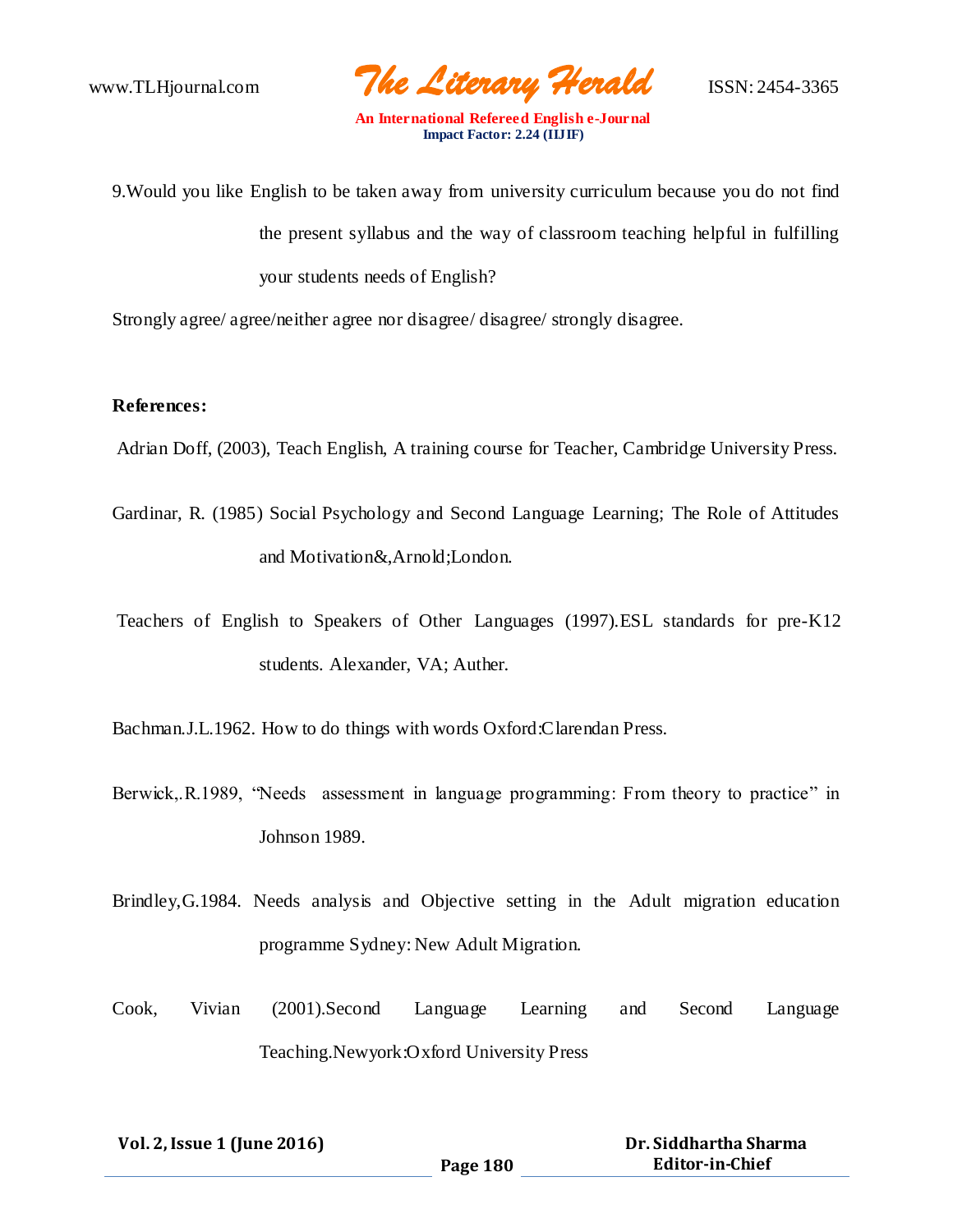9.Would you like English to be taken away from university curriculum because you do not find the present syllabus and the way of classroom teaching helpful in fulfilling your students needs of English?

Strongly agree/ agree/neither agree nor disagree/ disagree/ strongly disagree.

**References:**

Adrian Doff, (2003), Teach English, A training course for Teacher, Cambridge University Press.

Gardinar, R. (1985) Social Psychology and Second Language Learning; The Role of Attitudes and Motivation&,Arnold;London.

Teachers of English to Speakers of Other Languages (1997).ESL standards for pre-K12 students. Alexander, VA; Auther.

Bachman.J.L.1962. How to do things with words Oxford:Clarendan Press.

Berwick,.R.1989, "Needs assessment in language programming: From theory to practice" in Johnson 1989.

Brindley,G.1984. Needs analysis and Objective setting in the Adult migration education programme Sydney: New Adult Migration.

Cook, Vivian (2001).Second Language Learning and Second Language Teaching.Newyork:Oxford University Press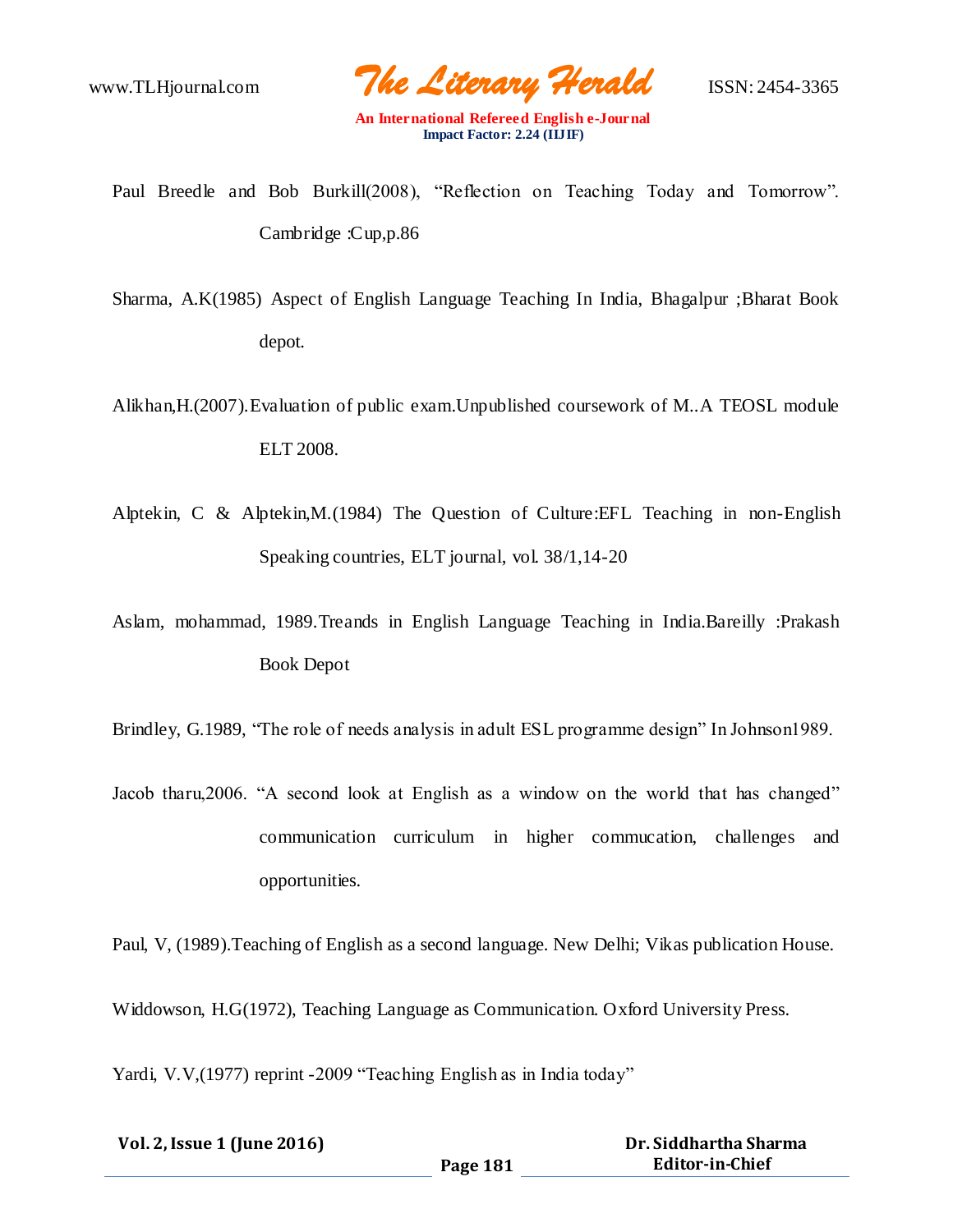Paul Breedle and Bob Burkill(2008), “Reflection on Teaching Today and Tomorrow”. Cambridge :Cup,p.86

Sharma, A.K(1985) Aspect of English Language Teaching In India, Bhagalpur ;Bharat Book depot.

Alikhan,H.(2007).Evaluation of public exam.Unpublished coursework of M..A TEOSL module ELT 2008.

Alptekin, C & Alptekin,M.(1984) The Question of Culture:EFL Teaching in non-English Speaking countries, ELT journal, vol. 38/1,14-20

Aslam, mohammad, 1989.Treands in English Language Teaching in India.Bareilly :Prakash Book Depot

Brindley, G.1989, “The role of needs analysis in adult ESL programme design” In Johnson1989.

Jacob tharu,2006. “A second look at English as a window on the world that has changed” communication curriculum in higher commucation, challenges and opportunities.

Paul, V, (1989).Teaching of English as a second language. New Delhi; Vikas publication House.

Widdowson, H.G(1972), Teaching Language as Communication. Oxford University Press.

Yardi, V.V,(1977) reprint -2009 “Teaching English as in India today”